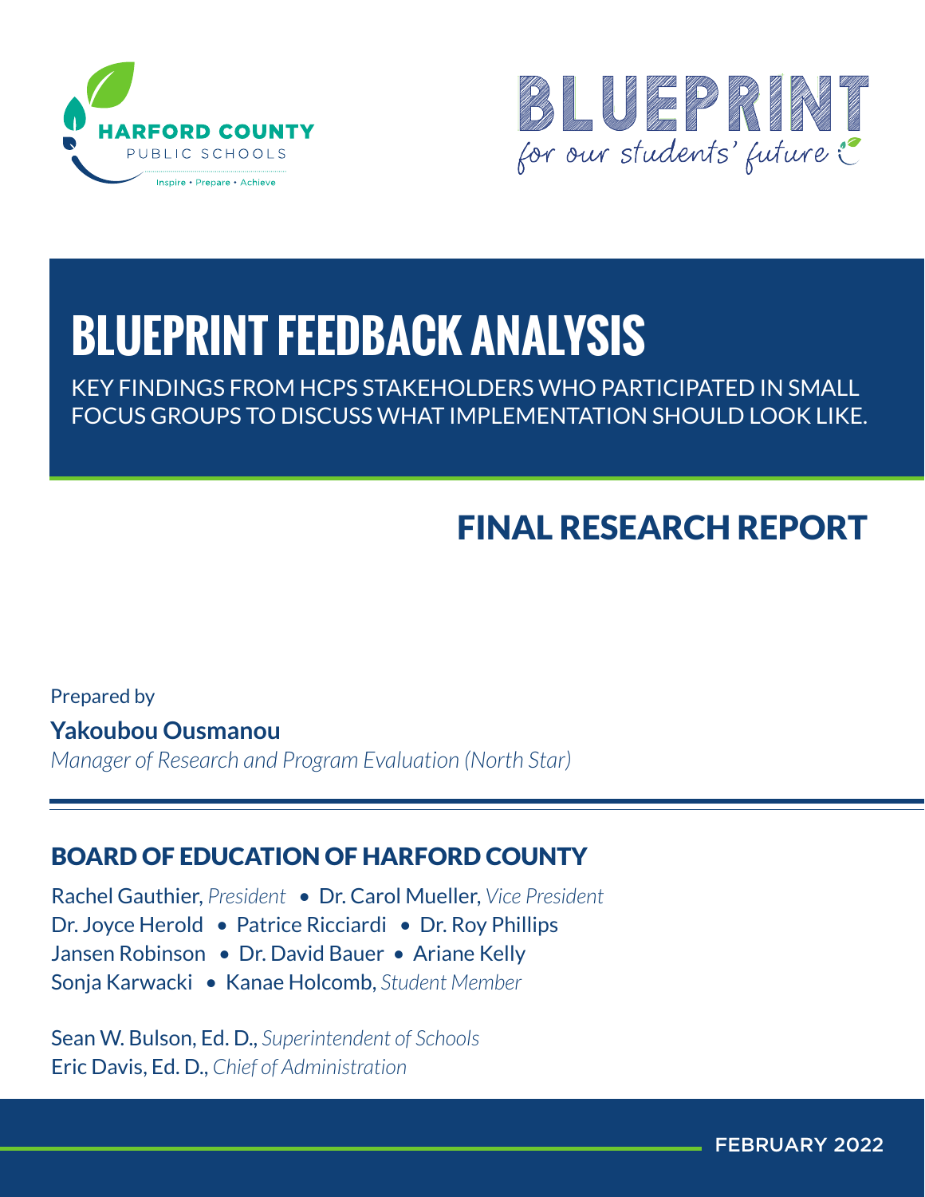HARFORD COUNTY
PUBLIC SCHOOLS
Inspire • Prepare • Achieve

BLUEPRINT
for our students' future

# BLUEPRINT FEEDBACK ANALYSIS

KEY FINDINGS FROM HCPS STAKEHOLDERS WHO PARTICIPATED IN SMALL FOCUS GROUPS TO DISCUSS WHAT IMPLEMENTATION SHOULD LOOK LIKE.

## FINAL RESEARCH REPORT

Prepared by

**Yakoubou Ousmanou**

*Manager of Research and Program Evaluation (North Star)*

### BOARD OF EDUCATION OF HARFORD COUNTY

Rachel Gauthier, *President* • Dr. Carol Mueller, *Vice President*
Dr. Joyce Herold • Patrice Ricciardi • Dr. Roy Phillips
Jansen Robinson • Dr. David Bauer • Ariane Kelly
Sonja Karwacki • Kanae Holcomb, *Student Member*

Sean W. Bulson, Ed. D., *Superintendent of Schools*
Eric Davis, Ed. D., *Chief of Administration*

FEBRUARY 2022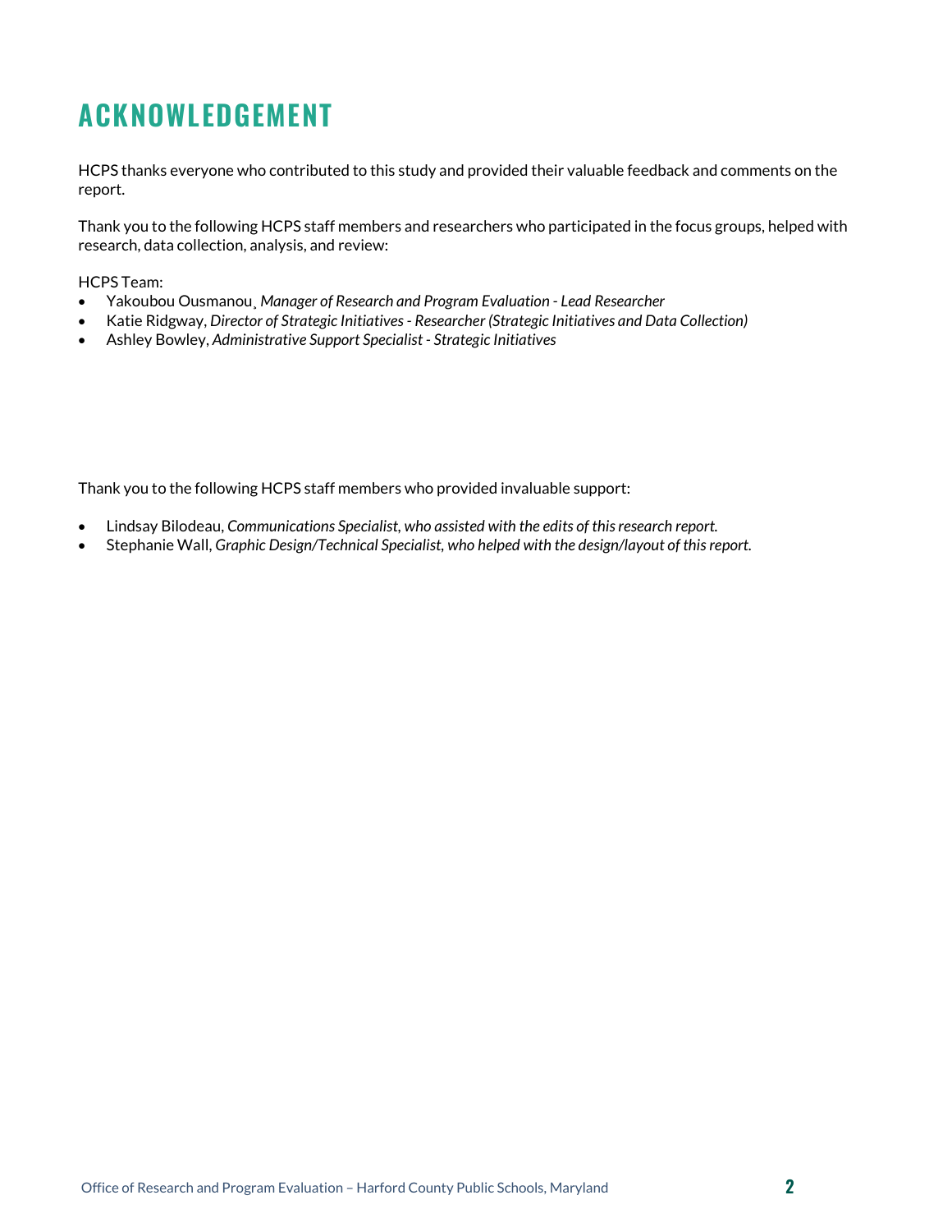# ACKNOWLEDGEMENT

HCPS thanks everyone who contributed to this study and provided their valuable feedback and comments on the report.

Thank you to the following HCPS staff members and researchers who participated in the focus groups, helped with research, data collection, analysis, and review:

HCPS Team:

- Yakoubou Ousmanou, *Manager of Research and Program Evaluation - Lead Researcher*
- Katie Ridgway, *Director of Strategic Initiatives - Researcher (Strategic Initiatives and Data Collection)*
- Ashley Bowley, *Administrative Support Specialist - Strategic Initiatives*

Thank you to the following HCPS staff members who provided invaluable support:

- Lindsay Bilodeau, *Communications Specialist, who assisted with the edits of this research report.*
- Stephanie Wall, *Graphic Design/Technical Specialist, who helped with the design/layout of this report.*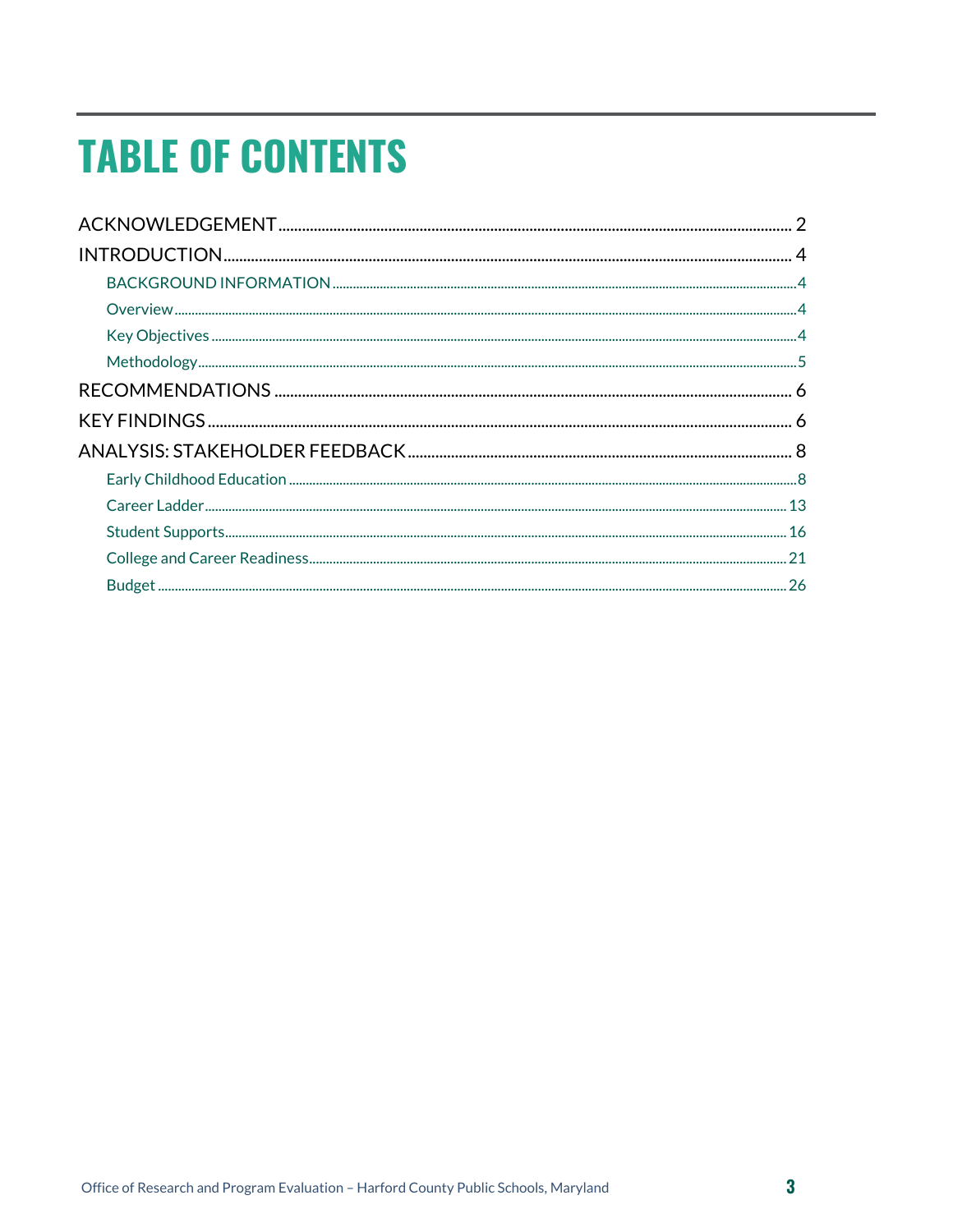# TABLE OF CONTENTS

ACKNOWLEDGEMENT ........................................................................................................ 2

INTRODUCTION ............................................................................................................... 4

- BACKGROUND INFORMATION .................................................................................... 4
- Overview ........................................................................................................................ 4
- Key Objectives ............................................................................................................... 4
- Methodology .................................................................................................................. 5

RECOMMENDATIONS ...................................................................................................... 6

KEY FINDINGS .................................................................................................................. 6

ANALYSIS: STAKEHOLDER FEEDBACK ........................................................................... 8

- Early Childhood Education ............................................................................................. 8
- Career Ladder ............................................................................................................... 13
- Student Supports .......................................................................................................... 16
- College and Career Readiness ...................................................................................... 21
- Budget ........................................................................................................................... 26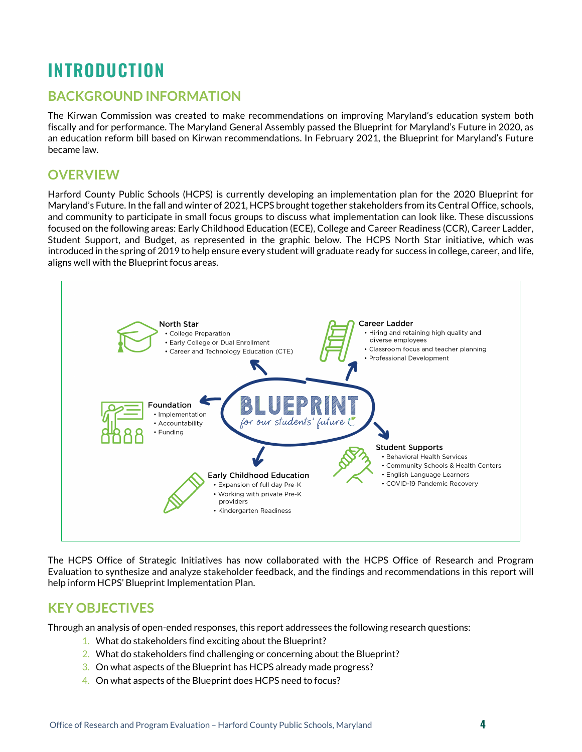# INTRODUCTION

## BACKGROUND INFORMATION

The Kirwan Commission was created to make recommendations on improving Maryland's education system both fiscally and for performance. The Maryland General Assembly passed the Blueprint for Maryland's Future in 2020, as an education reform bill based on Kirwan recommendations. In February 2021, the Blueprint for Maryland's Future became law.

## OVERVIEW

Harford County Public Schools (HCPS) is currently developing an implementation plan for the 2020 Blueprint for Maryland's Future. In the fall and winter of 2021, HCPS brought together stakeholders from its Central Office, schools, and community to participate in small focus groups to discuss what implementation can look like. These discussions focused on the following areas: Early Childhood Education (ECE), College and Career Readiness (CCR), Career Ladder, Student Support, and Budget, as represented in the graphic below. The HCPS North Star initiative, which was introduced in the spring of 2019 to help ensure every student will graduate ready for success in college, career, and life, aligns well with the Blueprint focus areas.

**BLUEPRINT** *for our students' future*

**North Star**
- College Preparation
- Early College or Dual Enrollment
- Career and Technology Education (CTE)

**Career Ladder**
- Hiring and retaining high quality and diverse employees
- Classroom focus and teacher planning
- Professional Development

**Foundation**
- Implementation
- Accountability
- Funding

**Student Supports**
- Behavioral Health Services
- Community Schools & Health Centers
- English Language Learners
- COVID-19 Pandemic Recovery

**Early Childhood Education**
- Expansion of full day Pre-K
- Working with private Pre-K providers
- Kindergarten Readiness

The HCPS Office of Strategic Initiatives has now collaborated with the HCPS Office of Research and Program Evaluation to synthesize and analyze stakeholder feedback, and the findings and recommendations in this report will help inform HCPS' Blueprint Implementation Plan.

## KEY OBJECTIVES

Through an analysis of open-ended responses, this report addressees the following research questions:

1. What do stakeholders find exciting about the Blueprint?
2. What do stakeholders find challenging or concerning about the Blueprint?
3. On what aspects of the Blueprint has HCPS already made progress?
4. On what aspects of the Blueprint does HCPS need to focus?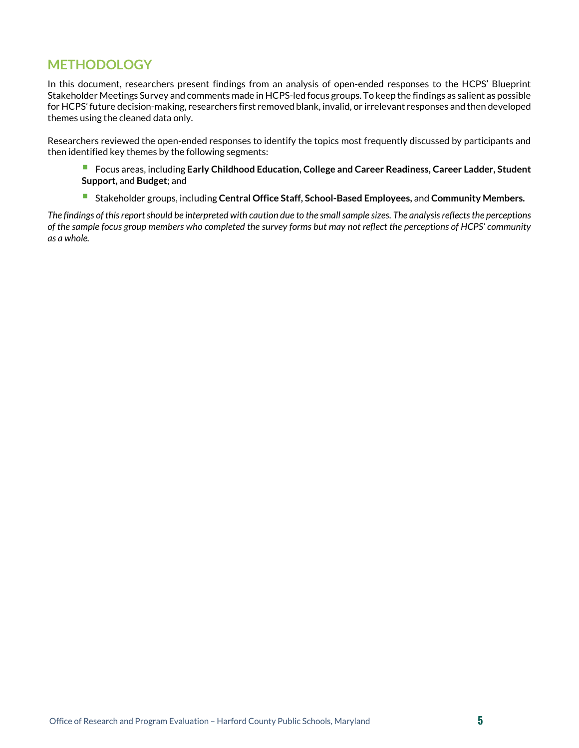## METHODOLOGY

In this document, researchers present findings from an analysis of open-ended responses to the HCPS' Blueprint Stakeholder Meetings Survey and comments made in HCPS-led focus groups. To keep the findings as salient as possible for HCPS' future decision-making, researchers first removed blank, invalid, or irrelevant responses and then developed themes using the cleaned data only.

Researchers reviewed the open-ended responses to identify the topics most frequently discussed by participants and then identified key themes by the following segments:

- Focus areas, including **Early Childhood Education, College and Career Readiness, Career Ladder, Student Support,** and **Budget**; and
- Stakeholder groups, including **Central Office Staff, School-Based Employees,** and **Community Members.**

*The findings of this report should be interpreted with caution due to the small sample sizes. The analysis reflects the perceptions of the sample focus group members who completed the survey forms but may not reflect the perceptions of HCPS' community as a whole.*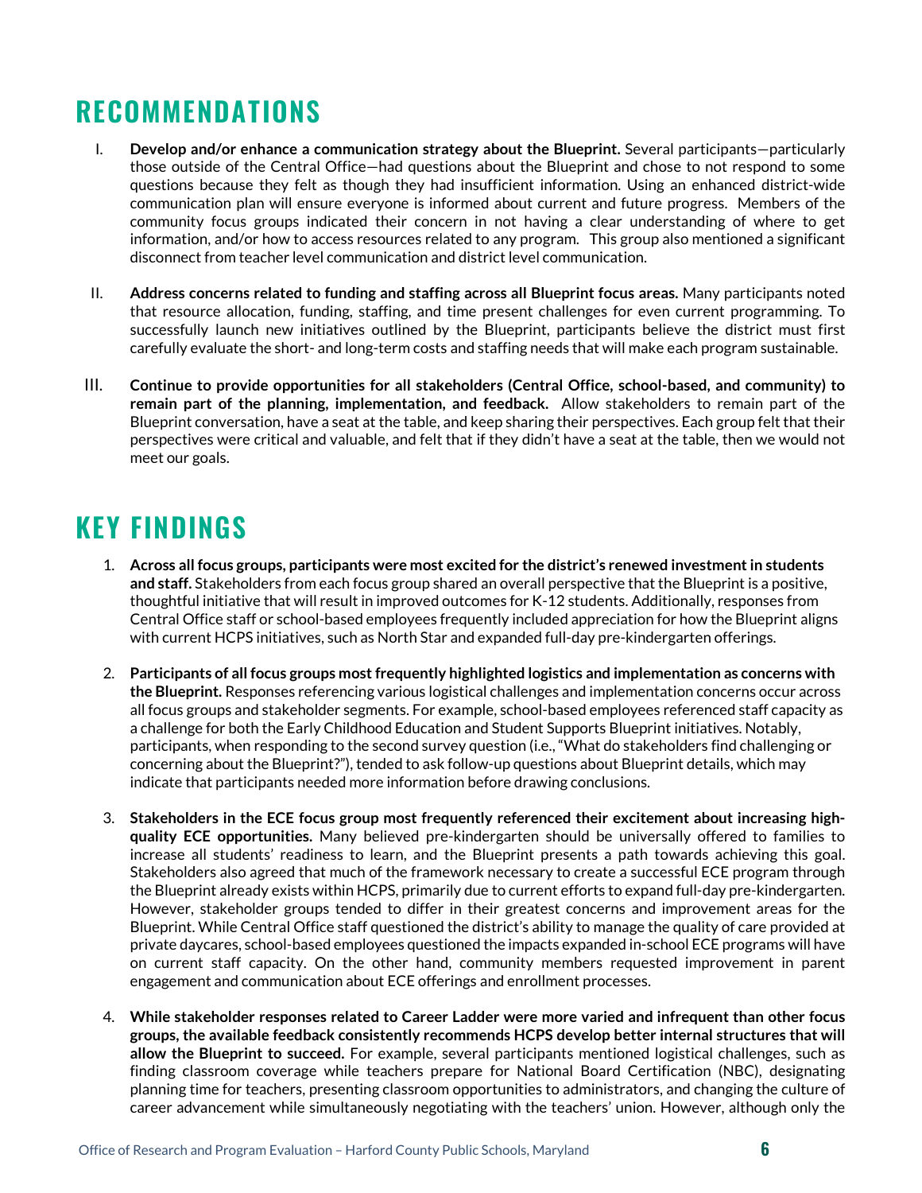## RECOMMENDATIONS

I. **Develop and/or enhance a communication strategy about the Blueprint.** Several participants—particularly those outside of the Central Office—had questions about the Blueprint and chose to not respond to some questions because they felt as though they had insufficient information. Using an enhanced district-wide communication plan will ensure everyone is informed about current and future progress. Members of the community focus groups indicated their concern in not having a clear understanding of where to get information, and/or how to access resources related to any program. This group also mentioned a significant disconnect from teacher level communication and district level communication.

II. **Address concerns related to funding and staffing across all Blueprint focus areas.** Many participants noted that resource allocation, funding, staffing, and time present challenges for even current programming. To successfully launch new initiatives outlined by the Blueprint, participants believe the district must first carefully evaluate the short- and long-term costs and staffing needs that will make each program sustainable.

III. **Continue to provide opportunities for all stakeholders (Central Office, school-based, and community) to remain part of the planning, implementation, and feedback.** Allow stakeholders to remain part of the Blueprint conversation, have a seat at the table, and keep sharing their perspectives. Each group felt that their perspectives were critical and valuable, and felt that if they didn't have a seat at the table, then we would not meet our goals.

## KEY FINDINGS

1. **Across all focus groups, participants were most excited for the district's renewed investment in students and staff.** Stakeholders from each focus group shared an overall perspective that the Blueprint is a positive, thoughtful initiative that will result in improved outcomes for K-12 students. Additionally, responses from Central Office staff or school-based employees frequently included appreciation for how the Blueprint aligns with current HCPS initiatives, such as North Star and expanded full-day pre-kindergarten offerings.

2. **Participants of all focus groups most frequently highlighted logistics and implementation as concerns with the Blueprint.** Responses referencing various logistical challenges and implementation concerns occur across all focus groups and stakeholder segments. For example, school-based employees referenced staff capacity as a challenge for both the Early Childhood Education and Student Supports Blueprint initiatives. Notably, participants, when responding to the second survey question (i.e., "What do stakeholders find challenging or concerning about the Blueprint?"), tended to ask follow-up questions about Blueprint details, which may indicate that participants needed more information before drawing conclusions.

3. **Stakeholders in the ECE focus group most frequently referenced their excitement about increasing high-quality ECE opportunities.** Many believed pre-kindergarten should be universally offered to families to increase all students' readiness to learn, and the Blueprint presents a path towards achieving this goal. Stakeholders also agreed that much of the framework necessary to create a successful ECE program through the Blueprint already exists within HCPS, primarily due to current efforts to expand full-day pre-kindergarten. However, stakeholder groups tended to differ in their greatest concerns and improvement areas for the Blueprint. While Central Office staff questioned the district's ability to manage the quality of care provided at private daycares, school-based employees questioned the impacts expanded in-school ECE programs will have on current staff capacity. On the other hand, community members requested improvement in parent engagement and communication about ECE offerings and enrollment processes.

4. **While stakeholder responses related to Career Ladder were more varied and infrequent than other focus groups, the available feedback consistently recommends HCPS develop better internal structures that will allow the Blueprint to succeed.** For example, several participants mentioned logistical challenges, such as finding classroom coverage while teachers prepare for National Board Certification (NBC), designating planning time for teachers, presenting classroom opportunities to administrators, and changing the culture of career advancement while simultaneously negotiating with the teachers' union. However, although only the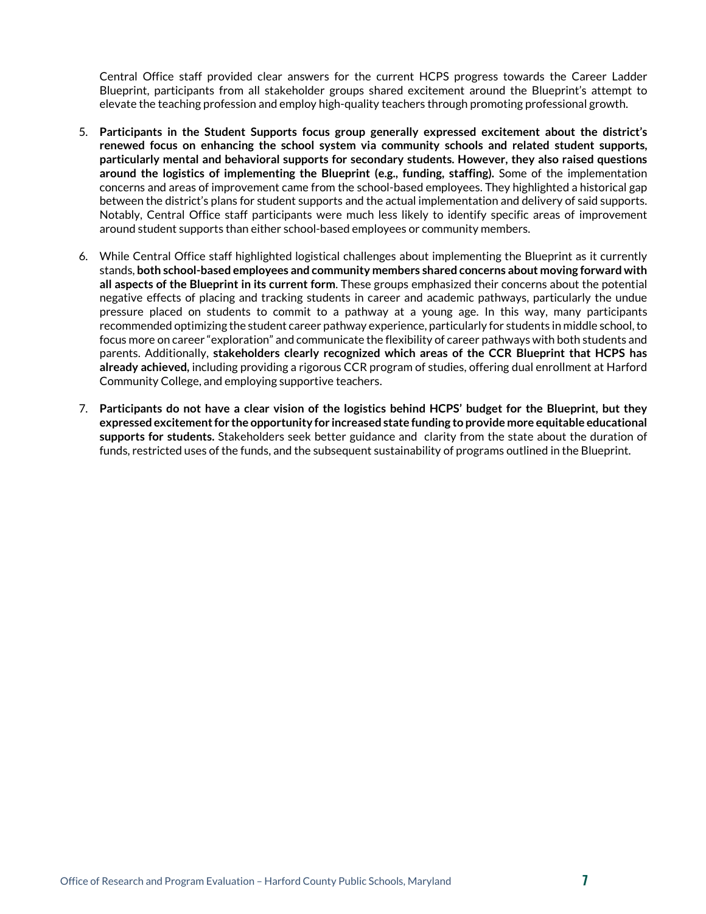Central Office staff provided clear answers for the current HCPS progress towards the Career Ladder Blueprint, participants from all stakeholder groups shared excitement around the Blueprint's attempt to elevate the teaching profession and employ high-quality teachers through promoting professional growth.

5. **Participants in the Student Supports focus group generally expressed excitement about the district's renewed focus on enhancing the school system via community schools and related student supports, particularly mental and behavioral supports for secondary students. However, they also raised questions around the logistics of implementing the Blueprint (e.g., funding, staffing).** Some of the implementation concerns and areas of improvement came from the school-based employees. They highlighted a historical gap between the district's plans for student supports and the actual implementation and delivery of said supports. Notably, Central Office staff participants were much less likely to identify specific areas of improvement around student supports than either school-based employees or community members.

6. While Central Office staff highlighted logistical challenges about implementing the Blueprint as it currently stands, **both school-based employees and community members shared concerns about moving forward with all aspects of the Blueprint in its current form**. These groups emphasized their concerns about the potential negative effects of placing and tracking students in career and academic pathways, particularly the undue pressure placed on students to commit to a pathway at a young age. In this way, many participants recommended optimizing the student career pathway experience, particularly for students in middle school, to focus more on career "exploration" and communicate the flexibility of career pathways with both students and parents. Additionally, **stakeholders clearly recognized which areas of the CCR Blueprint that HCPS has already achieved,** including providing a rigorous CCR program of studies, offering dual enrollment at Harford Community College, and employing supportive teachers.

7. **Participants do not have a clear vision of the logistics behind HCPS' budget for the Blueprint, but they expressed excitement for the opportunity for increased state funding to provide more equitable educational supports for students.** Stakeholders seek better guidance and clarity from the state about the duration of funds, restricted uses of the funds, and the subsequent sustainability of programs outlined in the Blueprint.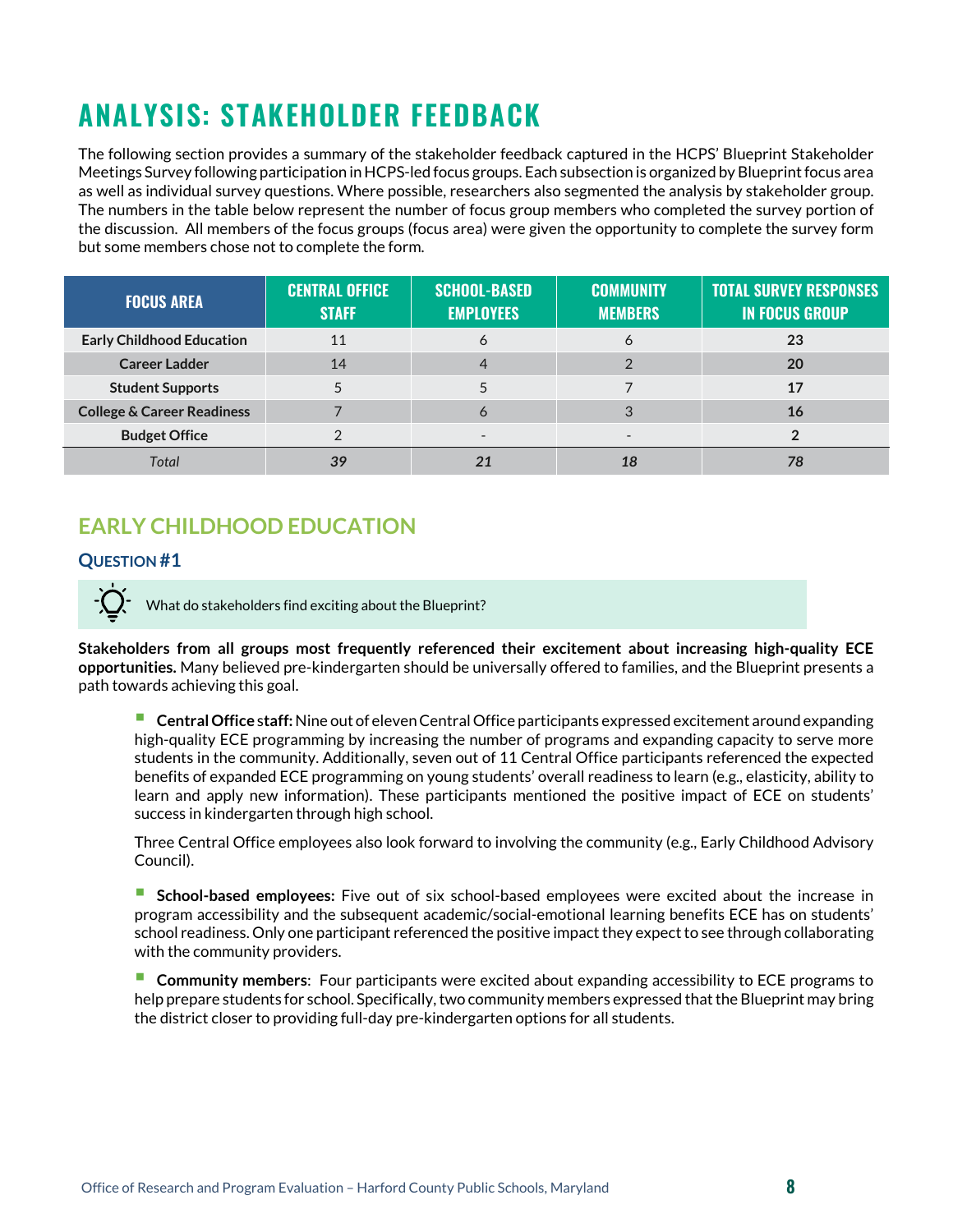# ANALYSIS: STAKEHOLDER FEEDBACK

The following section provides a summary of the stakeholder feedback captured in the HCPS' Blueprint Stakeholder Meetings Survey following participation in HCPS-led focus groups. Each subsection is organized by Blueprint focus area as well as individual survey questions. Where possible, researchers also segmented the analysis by stakeholder group. The numbers in the table below represent the number of focus group members who completed the survey portion of the discussion. All members of the focus groups (focus area) were given the opportunity to complete the survey form but some members chose not to complete the form.

| FOCUS AREA | CENTRAL OFFICE STAFF | SCHOOL-BASED EMPLOYEES | COMMUNITY MEMBERS | TOTAL SURVEY RESPONSES IN FOCUS GROUP |
|---|---|---|---|---|
| **Early Childhood Education** | 11 | 6 | 6 | **23** |
| **Career Ladder** | 14 | 4 | 2 | **20** |
| **Student Supports** | 5 | 5 | 7 | **17** |
| **College & Career Readiness** | 7 | 6 | 3 | **16** |
| **Budget Office** | 2 | - | - | **2** |
| *Total* | ***39*** | ***21*** | ***18*** | ***78*** |

## EARLY CHILDHOOD EDUCATION

### QUESTION #1

What do stakeholders find exciting about the Blueprint?

**Stakeholders from all groups most frequently referenced their excitement about increasing high-quality ECE opportunities.** Many believed pre-kindergarten should be universally offered to families, and the Blueprint presents a path towards achieving this goal.

- **Central Office staff:** Nine out of eleven Central Office participants expressed excitement around expanding high-quality ECE programming by increasing the number of programs and expanding capacity to serve more students in the community. Additionally, seven out of 11 Central Office participants referenced the expected benefits of expanded ECE programming on young students' overall readiness to learn (e.g., elasticity, ability to learn and apply new information). These participants mentioned the positive impact of ECE on students' success in kindergarten through high school.

  Three Central Office employees also look forward to involving the community (e.g., Early Childhood Advisory Council).

- **School-based employees:** Five out of six school-based employees were excited about the increase in program accessibility and the subsequent academic/social-emotional learning benefits ECE has on students' school readiness. Only one participant referenced the positive impact they expect to see through collaborating with the community providers.

- **Community members**: Four participants were excited about expanding accessibility to ECE programs to help prepare students for school. Specifically, two community members expressed that the Blueprint may bring the district closer to providing full-day pre-kindergarten options for all students.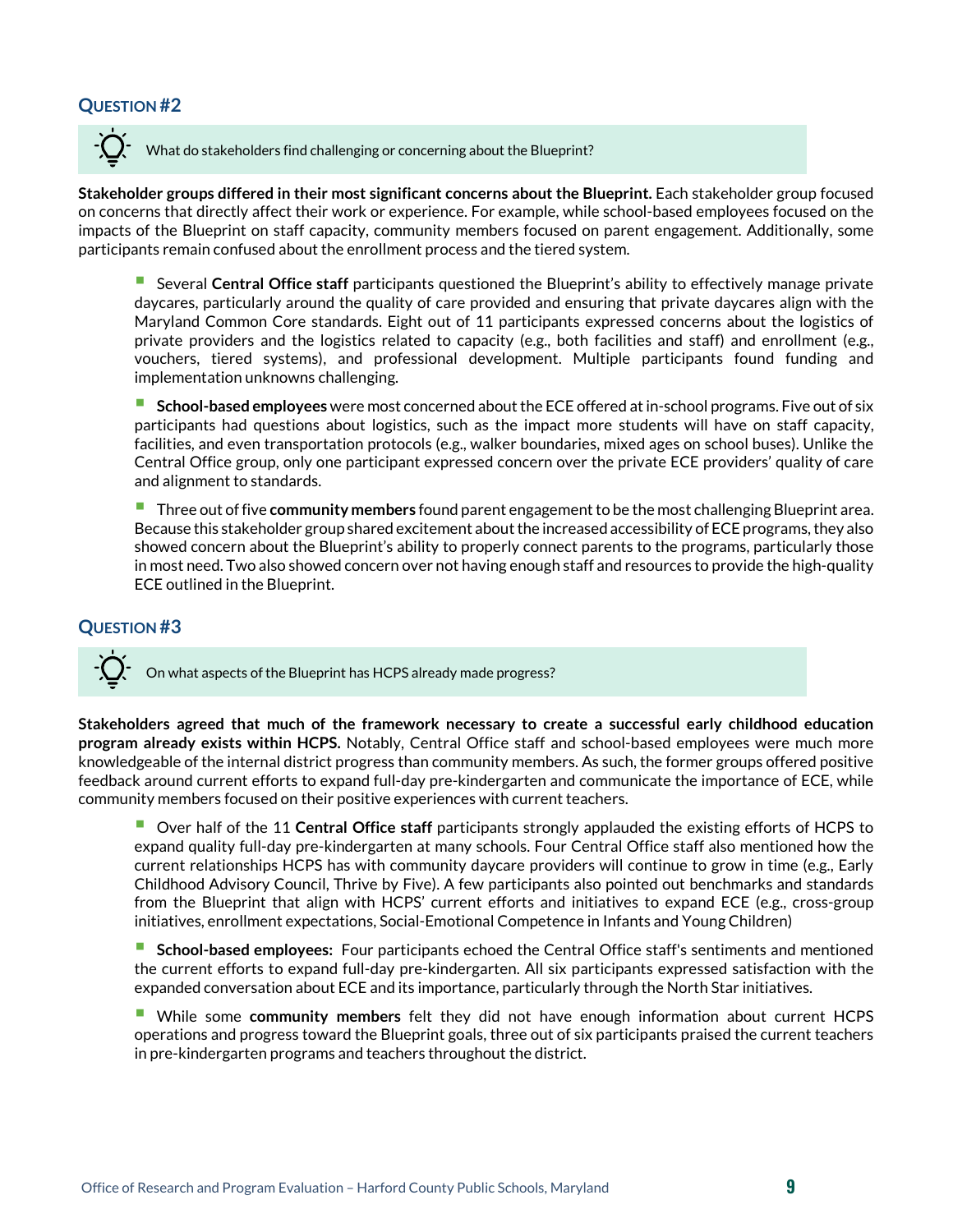### Question #2

> What do stakeholders find challenging or concerning about the Blueprint?

**Stakeholder groups differed in their most significant concerns about the Blueprint.** Each stakeholder group focused on concerns that directly affect their work or experience. For example, while school-based employees focused on the impacts of the Blueprint on staff capacity, community members focused on parent engagement. Additionally, some participants remain confused about the enrollment process and the tiered system.

- Several **Central Office staff** participants questioned the Blueprint's ability to effectively manage private daycares, particularly around the quality of care provided and ensuring that private daycares align with the Maryland Common Core standards. Eight out of 11 participants expressed concerns about the logistics of private providers and the logistics related to capacity (e.g., both facilities and staff) and enrollment (e.g., vouchers, tiered systems), and professional development. Multiple participants found funding and implementation unknowns challenging.

- **School-based employees** were most concerned about the ECE offered at in-school programs. Five out of six participants had questions about logistics, such as the impact more students will have on staff capacity, facilities, and even transportation protocols (e.g., walker boundaries, mixed ages on school buses). Unlike the Central Office group, only one participant expressed concern over the private ECE providers' quality of care and alignment to standards.

- Three out of five **community members** found parent engagement to be the most challenging Blueprint area. Because this stakeholder group shared excitement about the increased accessibility of ECE programs, they also showed concern about the Blueprint's ability to properly connect parents to the programs, particularly those in most need. Two also showed concern over not having enough staff and resources to provide the high-quality ECE outlined in the Blueprint.

### Question #3

> On what aspects of the Blueprint has HCPS already made progress?

**Stakeholders agreed that much of the framework necessary to create a successful early childhood education program already exists within HCPS.** Notably, Central Office staff and school-based employees were much more knowledgeable of the internal district progress than community members. As such, the former groups offered positive feedback around current efforts to expand full-day pre-kindergarten and communicate the importance of ECE, while community members focused on their positive experiences with current teachers.

- Over half of the 11 **Central Office staff** participants strongly applauded the existing efforts of HCPS to expand quality full-day pre-kindergarten at many schools. Four Central Office staff also mentioned how the current relationships HCPS has with community daycare providers will continue to grow in time (e.g., Early Childhood Advisory Council, Thrive by Five). A few participants also pointed out benchmarks and standards from the Blueprint that align with HCPS' current efforts and initiatives to expand ECE (e.g., cross-group initiatives, enrollment expectations, Social-Emotional Competence in Infants and Young Children)

- **School-based employees:** Four participants echoed the Central Office staff's sentiments and mentioned the current efforts to expand full-day pre-kindergarten. All six participants expressed satisfaction with the expanded conversation about ECE and its importance, particularly through the North Star initiatives.

- While some **community members** felt they did not have enough information about current HCPS operations and progress toward the Blueprint goals, three out of six participants praised the current teachers in pre-kindergarten programs and teachers throughout the district.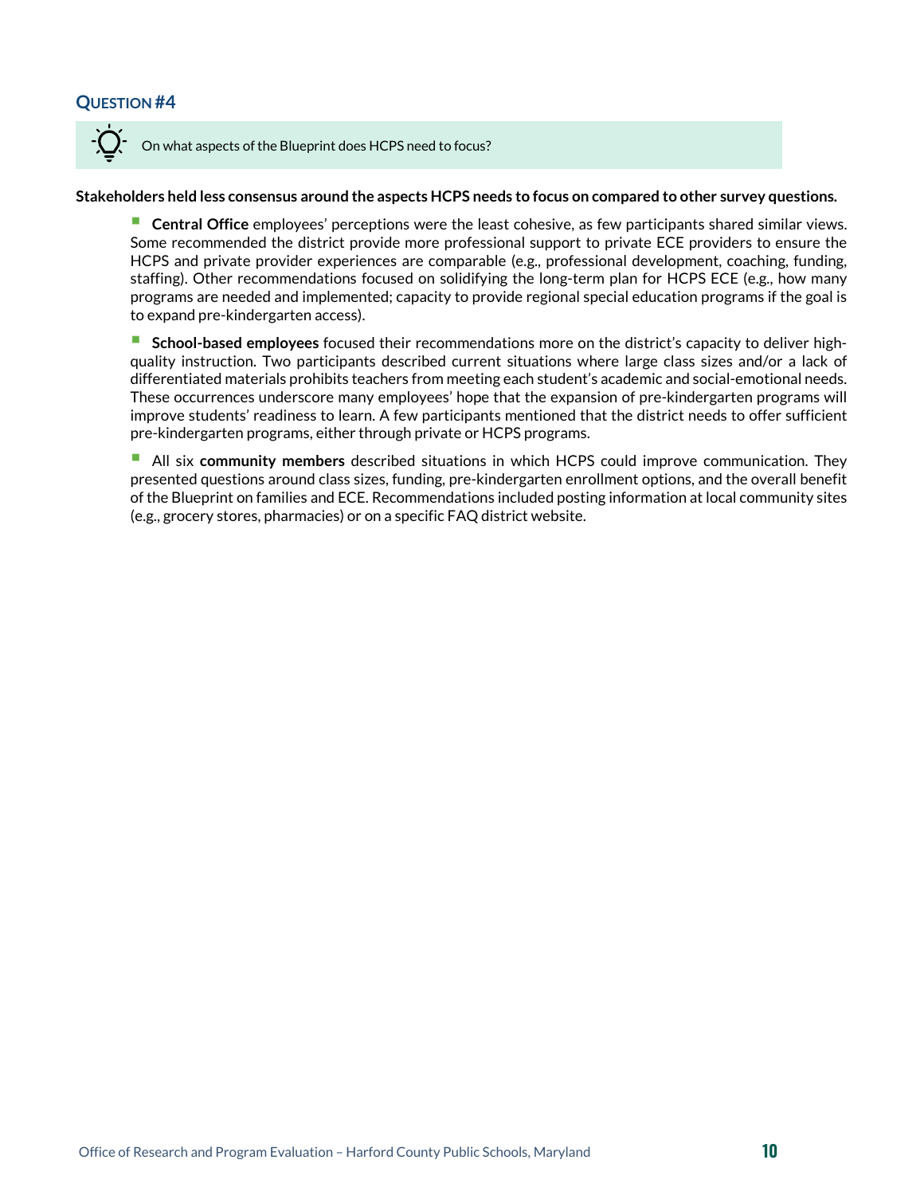## Question #4

On what aspects of the Blueprint does HCPS need to focus?

**Stakeholders held less consensus around the aspects HCPS needs to focus on compared to other survey questions.**

- **Central Office** employees' perceptions were the least cohesive, as few participants shared similar views. Some recommended the district provide more professional support to private ECE providers to ensure the HCPS and private provider experiences are comparable (e.g., professional development, coaching, funding, staffing). Other recommendations focused on solidifying the long-term plan for HCPS ECE (e.g., how many programs are needed and implemented; capacity to provide regional special education programs if the goal is to expand pre-kindergarten access).

- **School-based employees** focused their recommendations more on the district's capacity to deliver high-quality instruction. Two participants described current situations where large class sizes and/or a lack of differentiated materials prohibits teachers from meeting each student's academic and social-emotional needs. These occurrences underscore many employees' hope that the expansion of pre-kindergarten programs will improve students' readiness to learn. A few participants mentioned that the district needs to offer sufficient pre-kindergarten programs, either through private or HCPS programs.

- All six **community members** described situations in which HCPS could improve communication. They presented questions around class sizes, funding, pre-kindergarten enrollment options, and the overall benefit of the Blueprint on families and ECE. Recommendations included posting information at local community sites (e.g., grocery stores, pharmacies) or on a specific FAQ district website.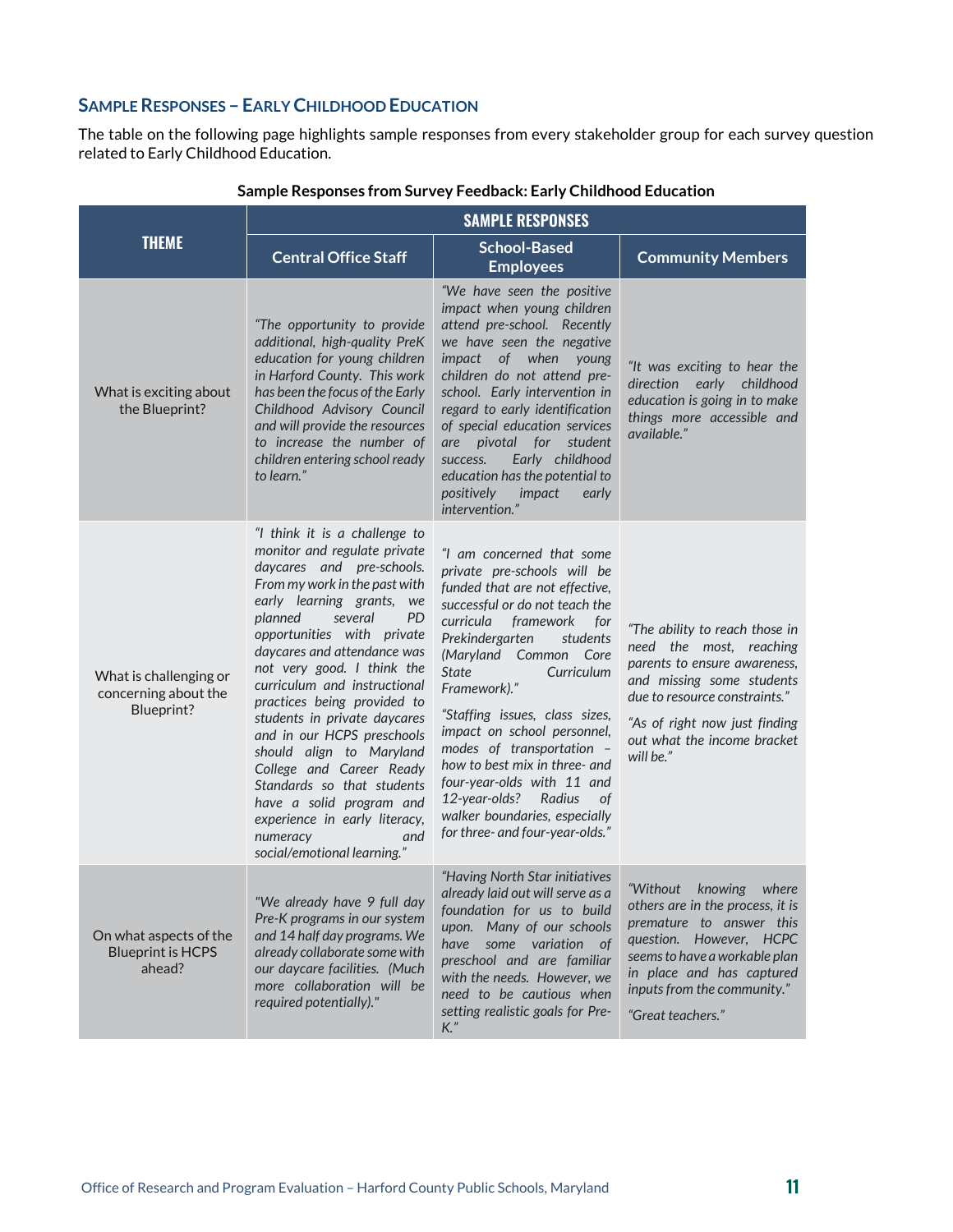## Sample Responses – Early Childhood Education

The table on the following page highlights sample responses from every stakeholder group for each survey question related to Early Childhood Education.

**Sample Responses from Survey Feedback: Early Childhood Education**

| THEME | SAMPLE RESPONSES | | |
|---|---|---|---|
| | **Central Office Staff** | **School-Based Employees** | **Community Members** |
| What is exciting about the Blueprint? | *"The opportunity to provide additional, high-quality PreK education for young children in Harford County. This work has been the focus of the Early Childhood Advisory Council and will provide the resources to increase the number of children entering school ready to learn."* | *"We have seen the positive impact when young children attend pre-school. Recently we have seen the negative impact of when young children do not attend pre-school. Early intervention in regard to early identification of special education services are pivotal for student success. Early childhood education has the potential to positively impact early intervention."* | *"It was exciting to hear the direction early childhood education is going in to make things more accessible and available."* |
| What is challenging or concerning about the Blueprint? | *"I think it is a challenge to monitor and regulate private daycares and pre-schools. From my work in the past with early learning grants, we planned several PD opportunities with private daycares and attendance was not very good. I think the curriculum and instructional practices being provided to students in private daycares and in our HCPS preschools should align to Maryland College and Career Ready Standards so that students have a solid program and experience in early literacy, numeracy and social/emotional learning."* | *"I am concerned that some private pre-schools will be funded that are not effective, successful or do not teach the curricula framework for Prekindergarten students (Maryland Common Core State Curriculum Framework)."*<br><br>*"Staffing issues, class sizes, impact on school personnel, modes of transportation – how to best mix in three- and four-year-olds with 11 and 12-year-olds? Radius of walker boundaries, especially for three- and four-year-olds."* | *"The ability to reach those in need the most, reaching parents to ensure awareness, and missing some students due to resource constraints."*<br><br>*"As of right now just finding out what the income bracket will be."* |
| On what aspects of the Blueprint is HCPS ahead? | *"We already have 9 full day Pre-K programs in our system and 14 half day programs. We already collaborate some with our daycare facilities. (Much more collaboration will be required potentially)."* | *"Having North Star initiatives already laid out will serve as a foundation for us to build upon. Many of our schools have some variation of preschool and are familiar with the needs. However, we need to be cautious when setting realistic goals for Pre-K."* | *"Without knowing where others are in the process, it is premature to answer this question. However, HCPC seems to have a workable plan in place and has captured inputs from the community."*<br><br>*"Great teachers."* |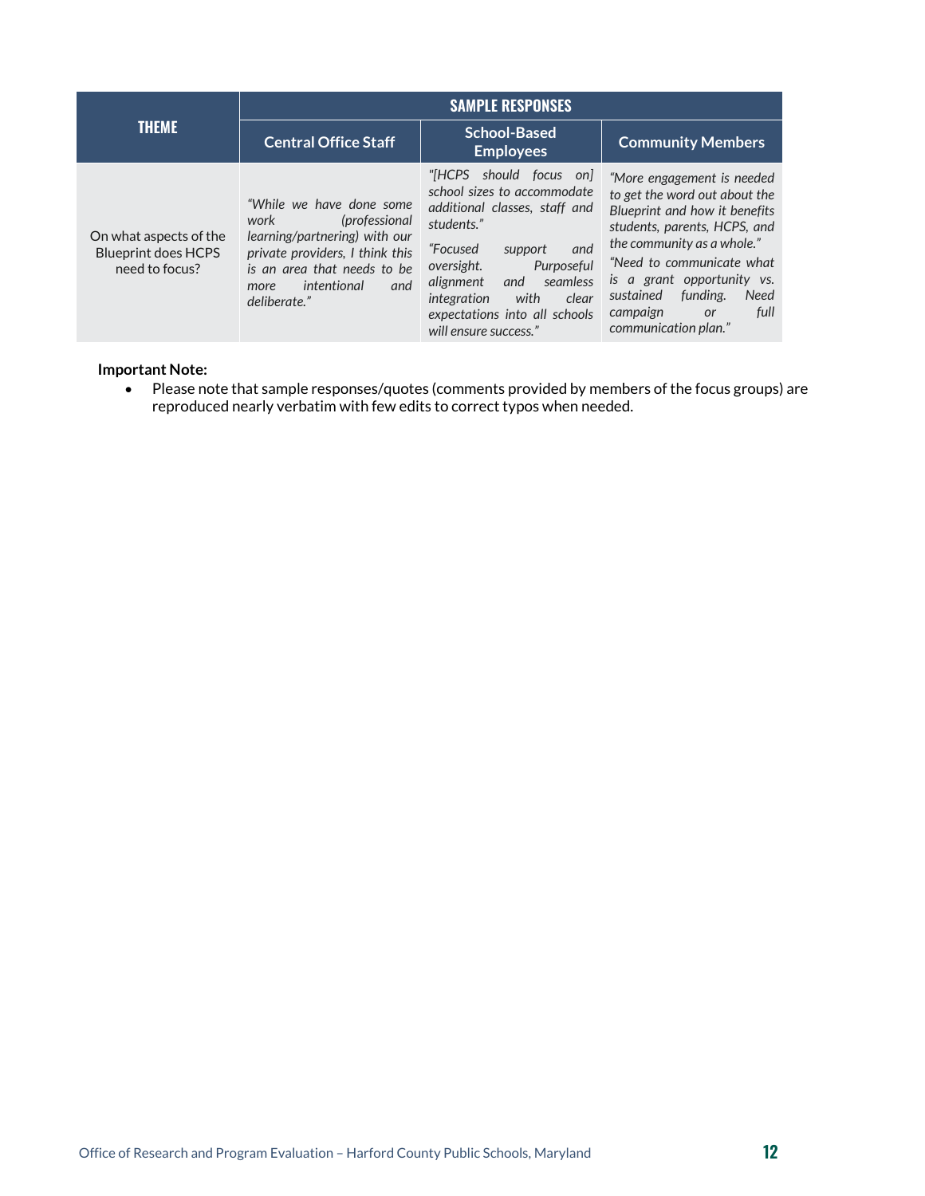| THEME | SAMPLE RESPONSES | | |
|---|---|---|---|
| | **Central Office Staff** | **School-Based Employees** | **Community Members** |
| On what aspects of the Blueprint does HCPS need to focus? | *"While we have done some work (professional learning/partnering) with our private providers, I think this is an area that needs to be more intentional and deliberate."* | *"[HCPS should focus on] school sizes to accommodate additional classes, staff and students."* <br><br> *"Focused support and oversight. Purposeful alignment and seamless integration with clear expectations into all schools will ensure success."* | *"More engagement is needed to get the word out about the Blueprint and how it benefits students, parents, HCPS, and the community as a whole."* <br><br> *"Need to communicate what is a grant opportunity vs. sustained funding. Need campaign or full communication plan."* |

**Important Note:**

- Please note that sample responses/quotes (comments provided by members of the focus groups) are reproduced nearly verbatim with few edits to correct typos when needed.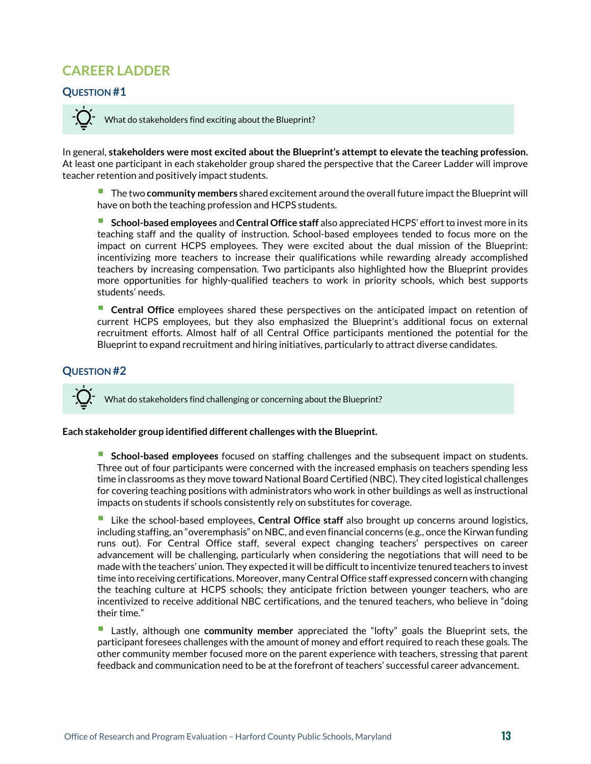## CAREER LADDER

### QUESTION #1

What do stakeholders find exciting about the Blueprint?

In general, **stakeholders were most excited about the Blueprint's attempt to elevate the teaching profession.** At least one participant in each stakeholder group shared the perspective that the Career Ladder will improve teacher retention and positively impact students.

- The two **community members** shared excitement around the overall future impact the Blueprint will have on both the teaching profession and HCPS students.
- **School-based employees** and **Central Office staff** also appreciated HCPS' effort to invest more in its teaching staff and the quality of instruction. School-based employees tended to focus more on the impact on current HCPS employees. They were excited about the dual mission of the Blueprint: incentivizing more teachers to increase their qualifications while rewarding already accomplished teachers by increasing compensation. Two participants also highlighted how the Blueprint provides more opportunities for highly-qualified teachers to work in priority schools, which best supports students' needs.
- **Central Office** employees shared these perspectives on the anticipated impact on retention of current HCPS employees, but they also emphasized the Blueprint's additional focus on external recruitment efforts. Almost half of all Central Office participants mentioned the potential for the Blueprint to expand recruitment and hiring initiatives, particularly to attract diverse candidates.

### QUESTION #2

What do stakeholders find challenging or concerning about the Blueprint?

**Each stakeholder group identified different challenges with the Blueprint.**

- **School-based employees** focused on staffing challenges and the subsequent impact on students. Three out of four participants were concerned with the increased emphasis on teachers spending less time in classrooms as they move toward National Board Certified (NBC). They cited logistical challenges for covering teaching positions with administrators who work in other buildings as well as instructional impacts on students if schools consistently rely on substitutes for coverage.
- Like the school-based employees, **Central Office staff** also brought up concerns around logistics, including staffing, an "overemphasis" on NBC, and even financial concerns (e.g., once the Kirwan funding runs out). For Central Office staff, several expect changing teachers' perspectives on career advancement will be challenging, particularly when considering the negotiations that will need to be made with the teachers' union. They expected it will be difficult to incentivize tenured teachers to invest time into receiving certifications. Moreover, many Central Office staff expressed concern with changing the teaching culture at HCPS schools; they anticipate friction between younger teachers, who are incentivized to receive additional NBC certifications, and the tenured teachers, who believe in "doing their time."
- Lastly, although one **community member** appreciated the "lofty" goals the Blueprint sets, the participant foresees challenges with the amount of money and effort required to reach these goals. The other community member focused more on the parent experience with teachers, stressing that parent feedback and communication need to be at the forefront of teachers' successful career advancement.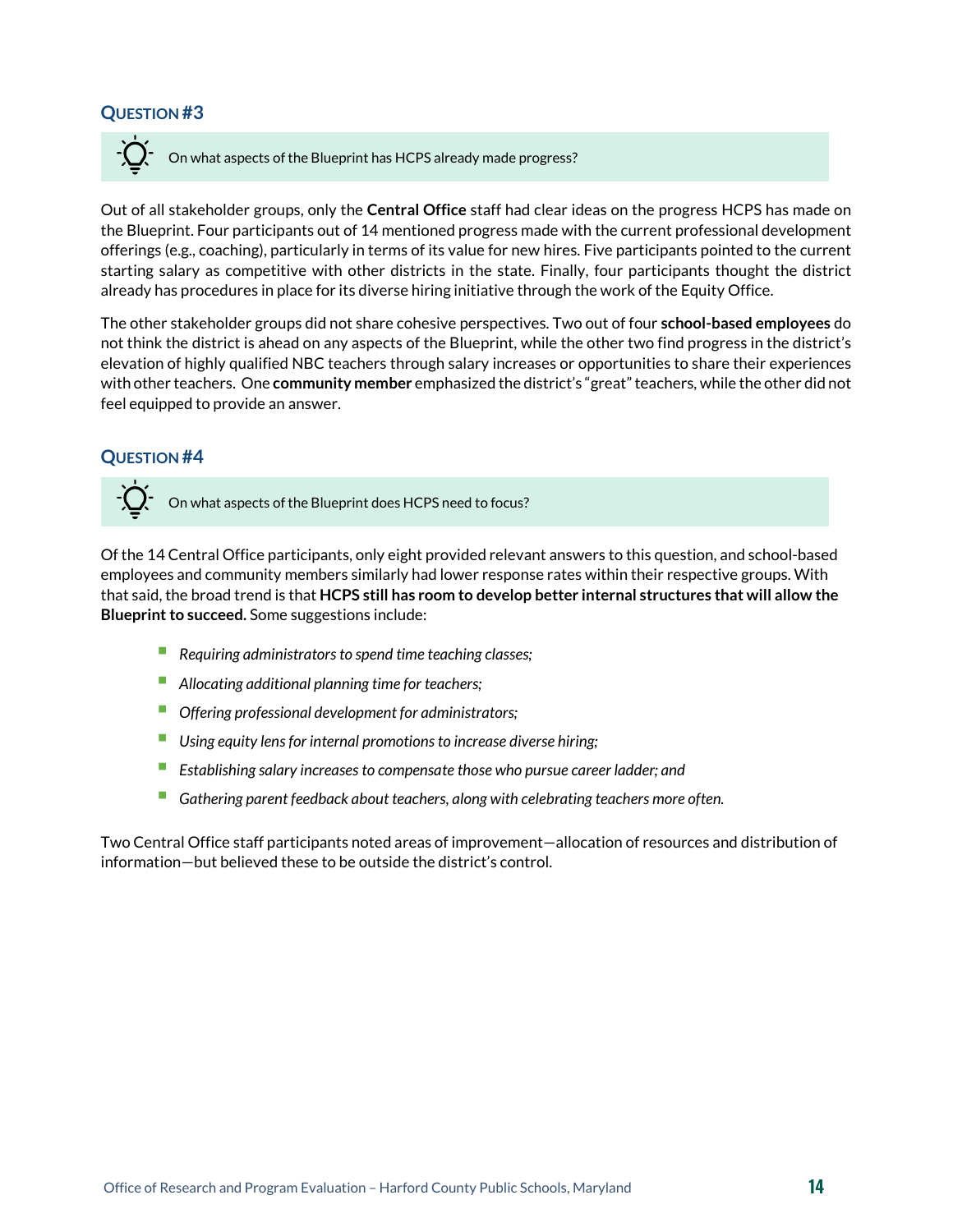## Question #3

On what aspects of the Blueprint has HCPS already made progress?

Out of all stakeholder groups, only the **Central Office** staff had clear ideas on the progress HCPS has made on the Blueprint. Four participants out of 14 mentioned progress made with the current professional development offerings (e.g., coaching), particularly in terms of its value for new hires. Five participants pointed to the current starting salary as competitive with other districts in the state. Finally, four participants thought the district already has procedures in place for its diverse hiring initiative through the work of the Equity Office.

The other stakeholder groups did not share cohesive perspectives. Two out of four **school-based employees** do not think the district is ahead on any aspects of the Blueprint, while the other two find progress in the district's elevation of highly qualified NBC teachers through salary increases or opportunities to share their experiences with other teachers. One **community member** emphasized the district's "great" teachers, while the other did not feel equipped to provide an answer.

## Question #4

On what aspects of the Blueprint does HCPS need to focus?

Of the 14 Central Office participants, only eight provided relevant answers to this question, and school-based employees and community members similarly had lower response rates within their respective groups. With that said, the broad trend is that **HCPS still has room to develop better internal structures that will allow the Blueprint to succeed.** Some suggestions include:

- *Requiring administrators to spend time teaching classes;*
- *Allocating additional planning time for teachers;*
- *Offering professional development for administrators;*
- *Using equity lens for internal promotions to increase diverse hiring;*
- *Establishing salary increases to compensate those who pursue career ladder; and*
- *Gathering parent feedback about teachers, along with celebrating teachers more often.*

Two Central Office staff participants noted areas of improvement—allocation of resources and distribution of information—but believed these to be outside the district's control.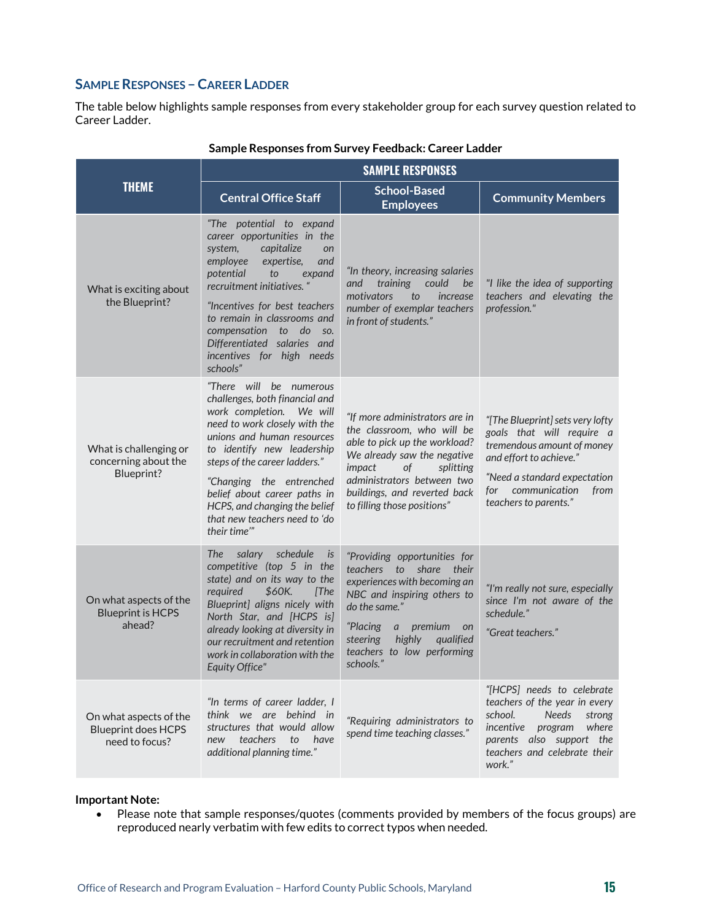## Sample Responses – Career Ladder

The table below highlights sample responses from every stakeholder group for each survey question related to Career Ladder.

**Sample Responses from Survey Feedback: Career Ladder**

| THEME | SAMPLE RESPONSES | | |
|---|---|---|---|
| | **Central Office Staff** | **School-Based Employees** | **Community Members** |
| What is exciting about the Blueprint? | *"The potential to expand career opportunities in the system, capitalize on employee expertise, and potential to expand recruitment initiatives. "* <br><br> *"Incentives for best teachers to remain in classrooms and compensation to do so. Differentiated salaries and incentives for high needs schools"* | *"In theory, increasing salaries and training could be motivators to increase number of exemplar teachers in front of students."* | *"I like the idea of supporting teachers and elevating the profession."* |
| What is challenging or concerning about the Blueprint? | *"There will be numerous challenges, both financial and work completion. We will need to work closely with the unions and human resources to identify new leadership steps of the career ladders."* <br><br> *"Changing the entrenched belief about career paths in HCPS, and changing the belief that new teachers need to 'do their time'"* | *"If more administrators are in the classroom, who will be able to pick up the workload? We already saw the negative impact of splitting administrators between two buildings, and reverted back to filling those positions"* | *"[The Blueprint] sets very lofty goals that will require a tremendous amount of money and effort to achieve."* <br><br> *"Need a standard expectation for communication from teachers to parents."* |
| On what aspects of the Blueprint is HCPS ahead? | *The salary schedule is competitive (top 5 in the state) and on its way to the required $60K. [The Blueprint] aligns nicely with North Star, and [HCPS is] already looking at diversity in our recruitment and retention work in collaboration with the Equity Office"* | *"Providing opportunities for teachers to share their experiences with becoming an NBC and inspiring others to do the same."* <br><br> *"Placing a premium on steering highly qualified teachers to low performing schools."* | *"I'm really not sure, especially since I'm not aware of the schedule."* <br><br> *"Great teachers."* |
| On what aspects of the Blueprint does HCPS need to focus? | *"In terms of career ladder, I think we are behind in structures that would allow new teachers to have additional planning time."* | *"Requiring administrators to spend time teaching classes."* | *"[HCPS] needs to celebrate teachers of the year in every school. Needs strong incentive program where parents also support the teachers and celebrate their work."* |

**Important Note:**

- Please note that sample responses/quotes (comments provided by members of the focus groups) are reproduced nearly verbatim with few edits to correct typos when needed.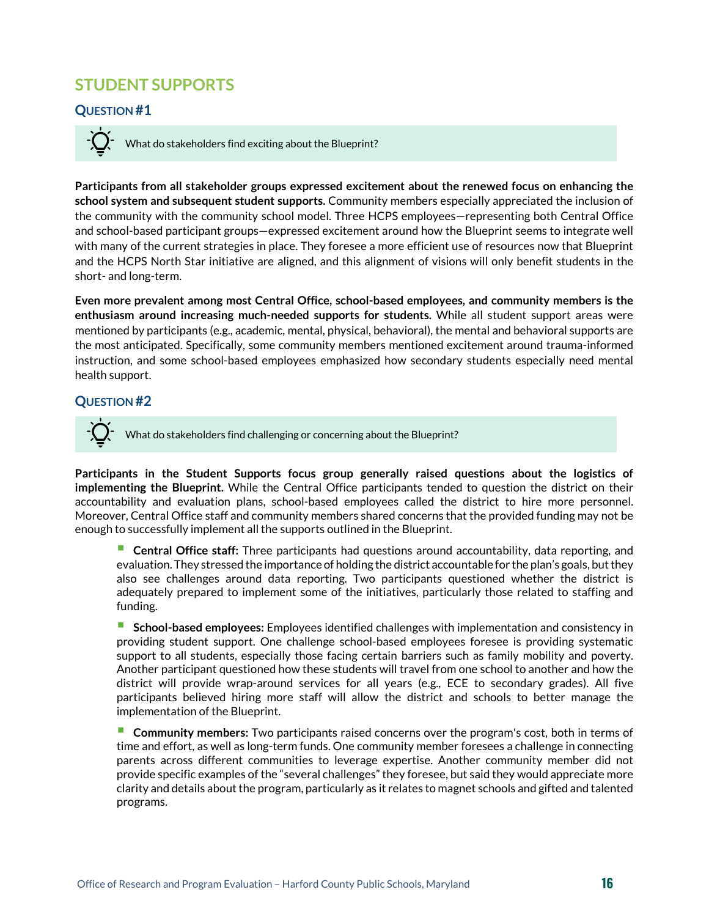## STUDENT SUPPORTS

### QUESTION #1

What do stakeholders find exciting about the Blueprint?

**Participants from all stakeholder groups expressed excitement about the renewed focus on enhancing the school system and subsequent student supports.** Community members especially appreciated the inclusion of the community with the community school model. Three HCPS employees—representing both Central Office and school-based participant groups—expressed excitement around how the Blueprint seems to integrate well with many of the current strategies in place. They foresee a more efficient use of resources now that Blueprint and the HCPS North Star initiative are aligned, and this alignment of visions will only benefit students in the short- and long-term.

**Even more prevalent among most Central Office, school-based employees, and community members is the enthusiasm around increasing much-needed supports for students.** While all student support areas were mentioned by participants (e.g., academic, mental, physical, behavioral), the mental and behavioral supports are the most anticipated. Specifically, some community members mentioned excitement around trauma-informed instruction, and some school-based employees emphasized how secondary students especially need mental health support.

### QUESTION #2

What do stakeholders find challenging or concerning about the Blueprint?

**Participants in the Student Supports focus group generally raised questions about the logistics of implementing the Blueprint.** While the Central Office participants tended to question the district on their accountability and evaluation plans, school-based employees called the district to hire more personnel. Moreover, Central Office staff and community members shared concerns that the provided funding may not be enough to successfully implement all the supports outlined in the Blueprint.

- **Central Office staff:** Three participants had questions around accountability, data reporting, and evaluation. They stressed the importance of holding the district accountable for the plan's goals, but they also see challenges around data reporting. Two participants questioned whether the district is adequately prepared to implement some of the initiatives, particularly those related to staffing and funding.

- **School-based employees:** Employees identified challenges with implementation and consistency in providing student support. One challenge school-based employees foresee is providing systematic support to all students, especially those facing certain barriers such as family mobility and poverty. Another participant questioned how these students will travel from one school to another and how the district will provide wrap-around services for all years (e.g., ECE to secondary grades). All five participants believed hiring more staff will allow the district and schools to better manage the implementation of the Blueprint.

- **Community members:** Two participants raised concerns over the program's cost, both in terms of time and effort, as well as long-term funds. One community member foresees a challenge in connecting parents across different communities to leverage expertise. Another community member did not provide specific examples of the "several challenges" they foresee, but said they would appreciate more clarity and details about the program, particularly as it relates to magnet schools and gifted and talented programs.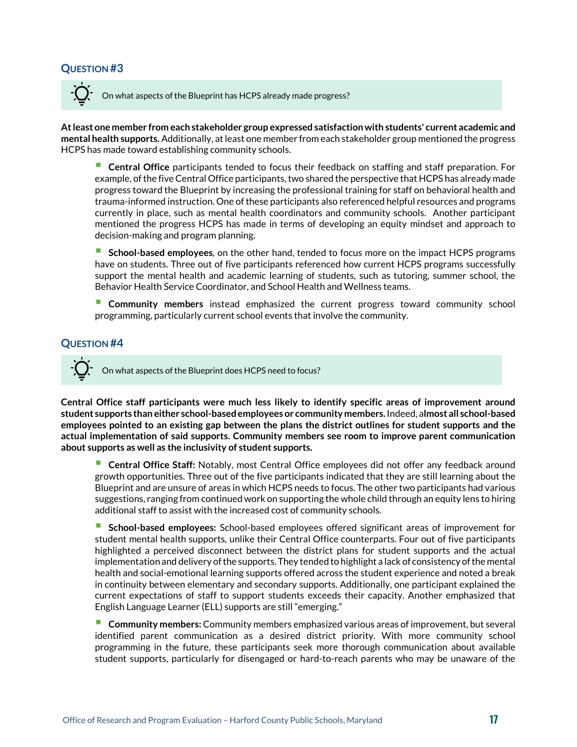### Question #3

> On what aspects of the Blueprint has HCPS already made progress?

**At least one member from each stakeholder group expressed satisfaction with students' current academic and mental health supports.** Additionally, at least one member from each stakeholder group mentioned the progress HCPS has made toward establishing community schools.

- **Central Office** participants tended to focus their feedback on staffing and staff preparation. For example, of the five Central Office participants, two shared the perspective that HCPS has already made progress toward the Blueprint by increasing the professional training for staff on behavioral health and trauma-informed instruction. One of these participants also referenced helpful resources and programs currently in place, such as mental health coordinators and community schools. Another participant mentioned the progress HCPS has made in terms of developing an equity mindset and approach to decision-making and program planning.

- **School-based employees**, on the other hand, tended to focus more on the impact HCPS programs have on students. Three out of five participants referenced how current HCPS programs successfully support the mental health and academic learning of students, such as tutoring, summer school, the Behavior Health Service Coordinator, and School Health and Wellness teams.

- **Community members** instead emphasized the current progress toward community school programming, particularly current school events that involve the community.

### Question #4

> On what aspects of the Blueprint does HCPS need to focus?

**Central Office staff participants were much less likely to identify specific areas of improvement around student supports than either school-based employees or community members.** Indeed, a**lmost all school-based employees pointed to an existing gap between the plans the district outlines for student supports and the actual implementation of said supports. Community members see room to improve parent communication about supports as well as the inclusivity of student supports.**

- **Central Office Staff:** Notably, most Central Office employees did not offer any feedback around growth opportunities. Three out of the five participants indicated that they are still learning about the Blueprint and are unsure of areas in which HCPS needs to focus. The other two participants had various suggestions, ranging from continued work on supporting the whole child through an equity lens to hiring additional staff to assist with the increased cost of community schools.

- **School-based employees:** School-based employees offered significant areas of improvement for student mental health supports, unlike their Central Office counterparts. Four out of five participants highlighted a perceived disconnect between the district plans for student supports and the actual implementation and delivery of the supports. They tended to highlight a lack of consistency of the mental health and social-emotional learning supports offered across the student experience and noted a break in continuity between elementary and secondary supports. Additionally, one participant explained the current expectations of staff to support students exceeds their capacity. Another emphasized that English Language Learner (ELL) supports are still "emerging."

- **Community members:** Community members emphasized various areas of improvement, but several identified parent communication as a desired district priority. With more community school programming in the future, these participants seek more thorough communication about available student supports, particularly for disengaged or hard-to-reach parents who may be unaware of the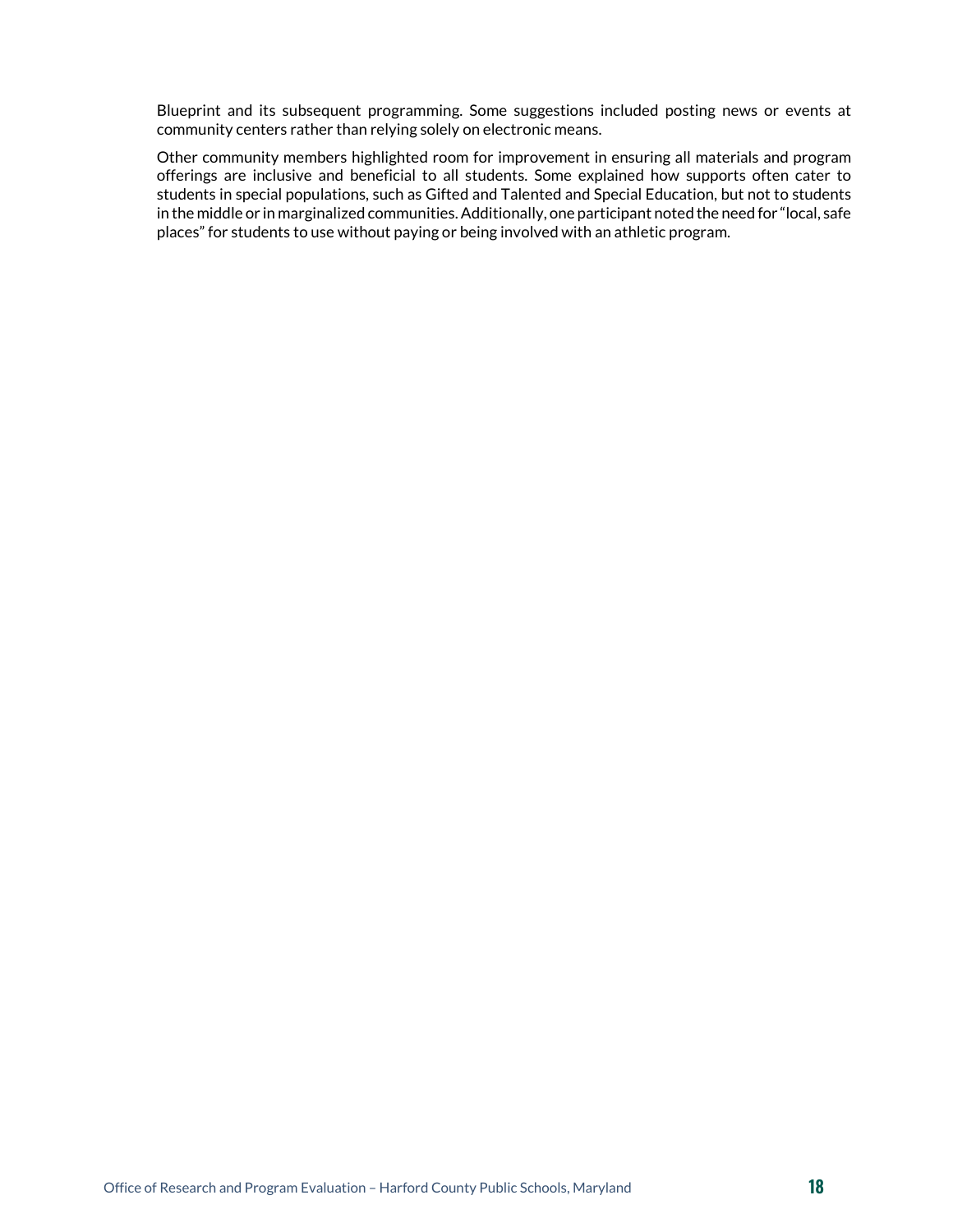Blueprint and its subsequent programming. Some suggestions included posting news or events at community centers rather than relying solely on electronic means.

Other community members highlighted room for improvement in ensuring all materials and program offerings are inclusive and beneficial to all students. Some explained how supports often cater to students in special populations, such as Gifted and Talented and Special Education, but not to students in the middle or in marginalized communities. Additionally, one participant noted the need for "local, safe places" for students to use without paying or being involved with an athletic program.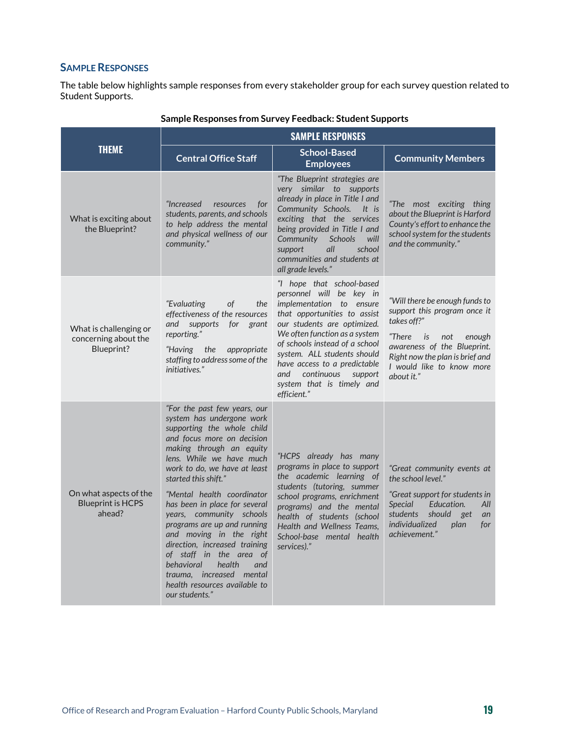### Sample Responses

The table below highlights sample responses from every stakeholder group for each survey question related to Student Supports.

**Sample Responses from Survey Feedback: Student Supports**

| THEME | SAMPLE RESPONSES | | |
|---|---|---|---|
| | **Central Office Staff** | **School-Based Employees** | **Community Members** |
| What is exciting about the Blueprint? | *"Increased resources for students, parents, and schools to help address the mental and physical wellness of our community."* | *"The Blueprint strategies are very similar to supports already in place in Title I and Community Schools. It is exciting that the services being provided in Title I and Community Schools will support all school communities and students at all grade levels."* | *"The most exciting thing about the Blueprint is Harford County's effort to enhance the school system for the students and the community."* |
| What is challenging or concerning about the Blueprint? | *"Evaluating of the effectiveness of the resources and supports for grant reporting."* *"Having the appropriate staffing to address some of the initiatives."* | *"I hope that school-based personnel will be key in implementation to ensure that opportunities to assist our students are optimized. We often function as a system of schools instead of a school system. ALL students should have access to a predictable and continuous support system that is timely and efficient."* | *"Will there be enough funds to support this program once it takes off?"* *"There is not enough awareness of the Blueprint. Right now the plan is brief and I would like to know more about it."* |
| On what aspects of the Blueprint is HCPS ahead? | *"For the past few years, our system has undergone work supporting the whole child and focus more on decision making through an equity lens. While we have much work to do, we have at least started this shift."* *"Mental health coordinator has been in place for several years, community schools programs are up and running and moving in the right direction, increased training of staff in the area of behavioral health and trauma, increased mental health resources available to our students."* | *"HCPS already has many programs in place to support the academic learning of students (tutoring, summer school programs, enrichment programs) and the mental health of students (school Health and Wellness Teams, School-base mental health services)."* | *"Great community events at the school level."* *"Great support for students in Special Education. All students should get an individualized plan for achievement."* |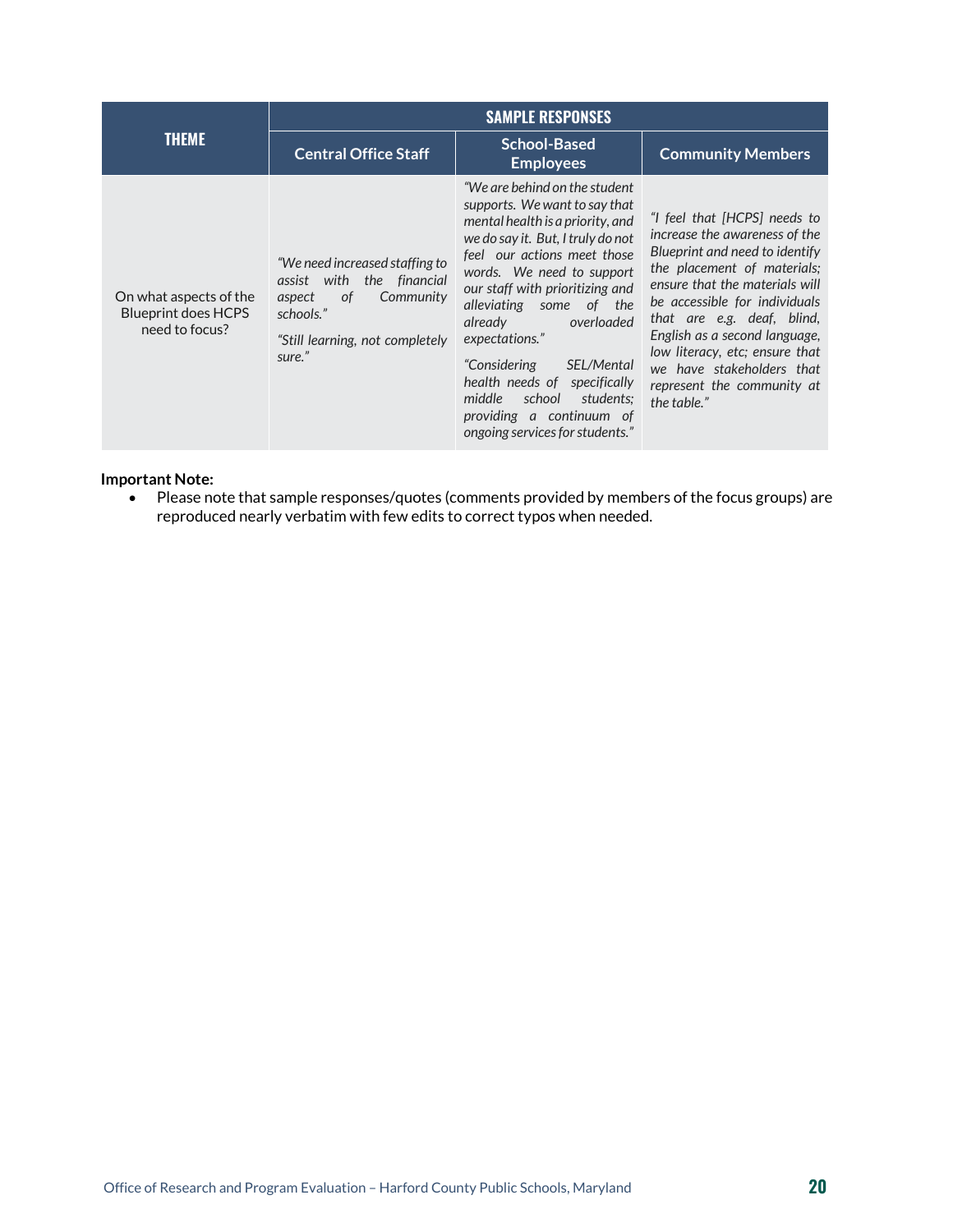| THEME | SAMPLE RESPONSES | | |
|---|---|---|---|
| | **Central Office Staff** | **School-Based Employees** | **Community Members** |
| On what aspects of the Blueprint does HCPS need to focus? | *"We need increased staffing to assist with the financial aspect of Community schools."*<br><br>*"Still learning, not completely sure."* | *"We are behind on the student supports. We want to say that mental health is a priority, and we do say it. But, I truly do not feel our actions meet those words. We need to support our staff with prioritizing and alleviating some of the already overloaded expectations."*<br><br>*"Considering SEL/Mental health needs of specifically middle school students; providing a continuum of ongoing services for students."* | *"I feel that [HCPS] needs to increase the awareness of the Blueprint and need to identify the placement of materials; ensure that the materials will be accessible for individuals that are e.g. deaf, blind, English as a second language, low literacy, etc; ensure that we have stakeholders that represent the community at the table."* |

**Important Note:**

- Please note that sample responses/quotes (comments provided by members of the focus groups) are reproduced nearly verbatim with few edits to correct typos when needed.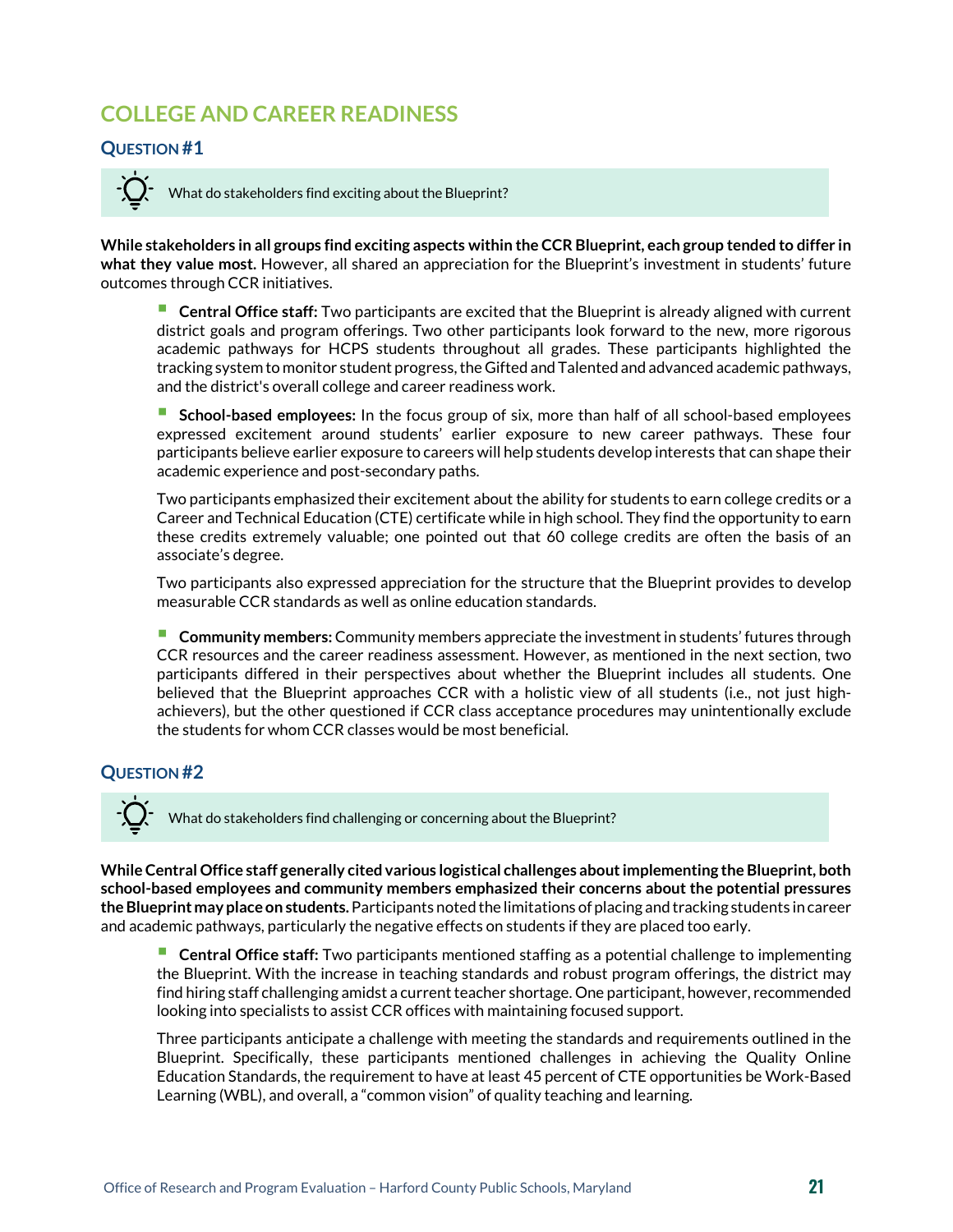## COLLEGE AND CAREER READINESS

### QUESTION #1

What do stakeholders find exciting about the Blueprint?

**While stakeholders in all groups find exciting aspects within the CCR Blueprint, each group tended to differ in what they value most.** However, all shared an appreciation for the Blueprint's investment in students' future outcomes through CCR initiatives.

- **Central Office staff:** Two participants are excited that the Blueprint is already aligned with current district goals and program offerings. Two other participants look forward to the new, more rigorous academic pathways for HCPS students throughout all grades. These participants highlighted the tracking system to monitor student progress, the Gifted and Talented and advanced academic pathways, and the district's overall college and career readiness work.

- **School-based employees:** In the focus group of six, more than half of all school-based employees expressed excitement around students' earlier exposure to new career pathways. These four participants believe earlier exposure to careers will help students develop interests that can shape their academic experience and post-secondary paths.

  Two participants emphasized their excitement about the ability for students to earn college credits or a Career and Technical Education (CTE) certificate while in high school. They find the opportunity to earn these credits extremely valuable; one pointed out that 60 college credits are often the basis of an associate's degree.

  Two participants also expressed appreciation for the structure that the Blueprint provides to develop measurable CCR standards as well as online education standards.

- **Community members:** Community members appreciate the investment in students' futures through CCR resources and the career readiness assessment. However, as mentioned in the next section, two participants differed in their perspectives about whether the Blueprint includes all students. One believed that the Blueprint approaches CCR with a holistic view of all students (i.e., not just high-achievers), but the other questioned if CCR class acceptance procedures may unintentionally exclude the students for whom CCR classes would be most beneficial.

### QUESTION #2

What do stakeholders find challenging or concerning about the Blueprint?

**While Central Office staff generally cited various logistical challenges about implementing the Blueprint, both school-based employees and community members emphasized their concerns about the potential pressures the Blueprint may place on students.** Participants noted the limitations of placing and tracking students in career and academic pathways, particularly the negative effects on students if they are placed too early.

- **Central Office staff:** Two participants mentioned staffing as a potential challenge to implementing the Blueprint. With the increase in teaching standards and robust program offerings, the district may find hiring staff challenging amidst a current teacher shortage. One participant, however, recommended looking into specialists to assist CCR offices with maintaining focused support.

  Three participants anticipate a challenge with meeting the standards and requirements outlined in the Blueprint. Specifically, these participants mentioned challenges in achieving the Quality Online Education Standards, the requirement to have at least 45 percent of CTE opportunities be Work-Based Learning (WBL), and overall, a "common vision" of quality teaching and learning.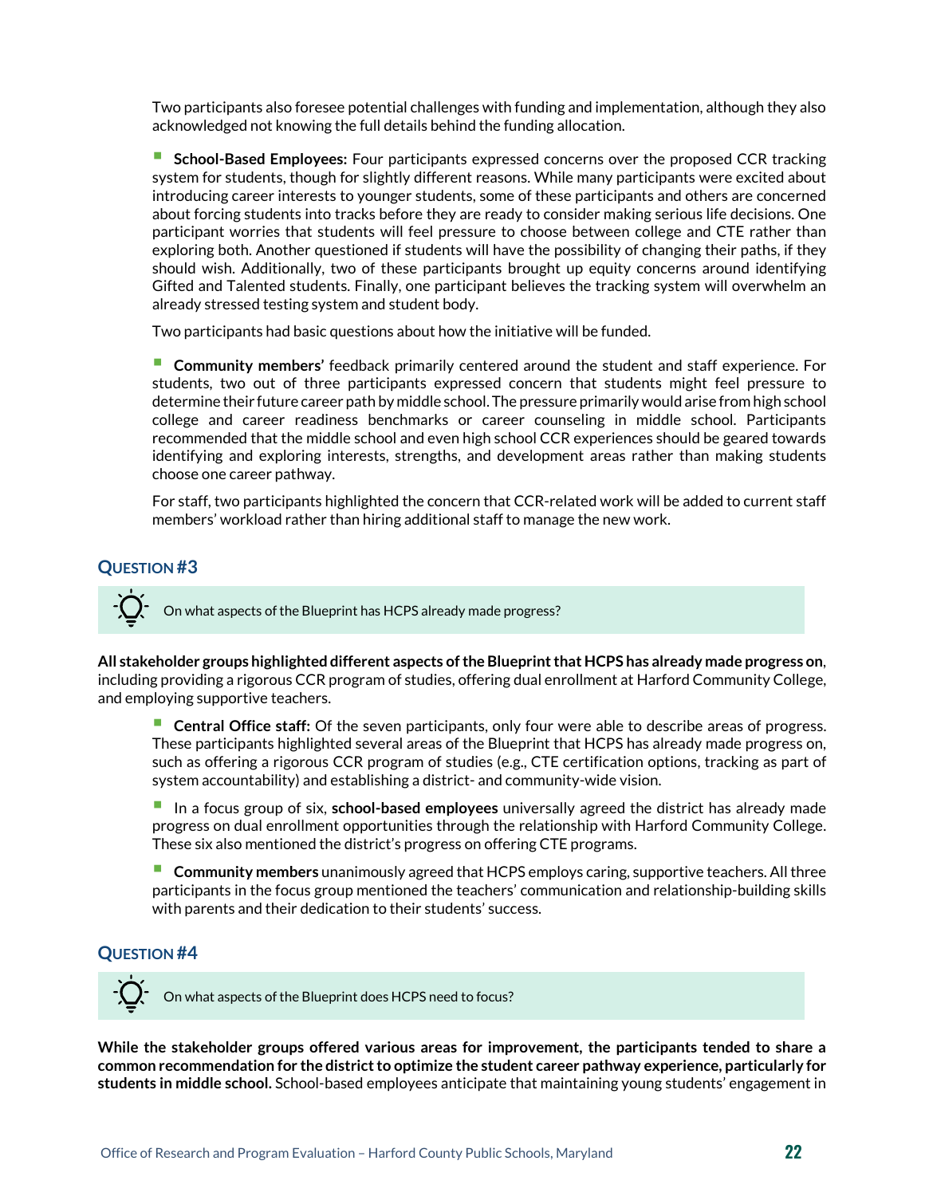Two participants also foresee potential challenges with funding and implementation, although they also acknowledged not knowing the full details behind the funding allocation.

- **School-Based Employees:** Four participants expressed concerns over the proposed CCR tracking system for students, though for slightly different reasons. While many participants were excited about introducing career interests to younger students, some of these participants and others are concerned about forcing students into tracks before they are ready to consider making serious life decisions. One participant worries that students will feel pressure to choose between college and CTE rather than exploring both. Another questioned if students will have the possibility of changing their paths, if they should wish. Additionally, two of these participants brought up equity concerns around identifying Gifted and Talented students. Finally, one participant believes the tracking system will overwhelm an already stressed testing system and student body.

  Two participants had basic questions about how the initiative will be funded.

- **Community members'** feedback primarily centered around the student and staff experience. For students, two out of three participants expressed concern that students might feel pressure to determine their future career path by middle school. The pressure primarily would arise from high school college and career readiness benchmarks or career counseling in middle school. Participants recommended that the middle school and even high school CCR experiences should be geared towards identifying and exploring interests, strengths, and development areas rather than making students choose one career pathway.

  For staff, two participants highlighted the concern that CCR-related work will be added to current staff members' workload rather than hiring additional staff to manage the new work.

## QUESTION #3

On what aspects of the Blueprint has HCPS already made progress?

**All stakeholder groups highlighted different aspects of the Blueprint that HCPS has already made progress on**, including providing a rigorous CCR program of studies, offering dual enrollment at Harford Community College, and employing supportive teachers.

- **Central Office staff:** Of the seven participants, only four were able to describe areas of progress. These participants highlighted several areas of the Blueprint that HCPS has already made progress on, such as offering a rigorous CCR program of studies (e.g., CTE certification options, tracking as part of system accountability) and establishing a district- and community-wide vision.

- In a focus group of six, **school-based employees** universally agreed the district has already made progress on dual enrollment opportunities through the relationship with Harford Community College. These six also mentioned the district's progress on offering CTE programs.

- **Community members** unanimously agreed that HCPS employs caring, supportive teachers. All three participants in the focus group mentioned the teachers' communication and relationship-building skills with parents and their dedication to their students' success.

## QUESTION #4

On what aspects of the Blueprint does HCPS need to focus?

**While the stakeholder groups offered various areas for improvement, the participants tended to share a common recommendation for the district to optimize the student career pathway experience, particularly for students in middle school.** School-based employees anticipate that maintaining young students' engagement in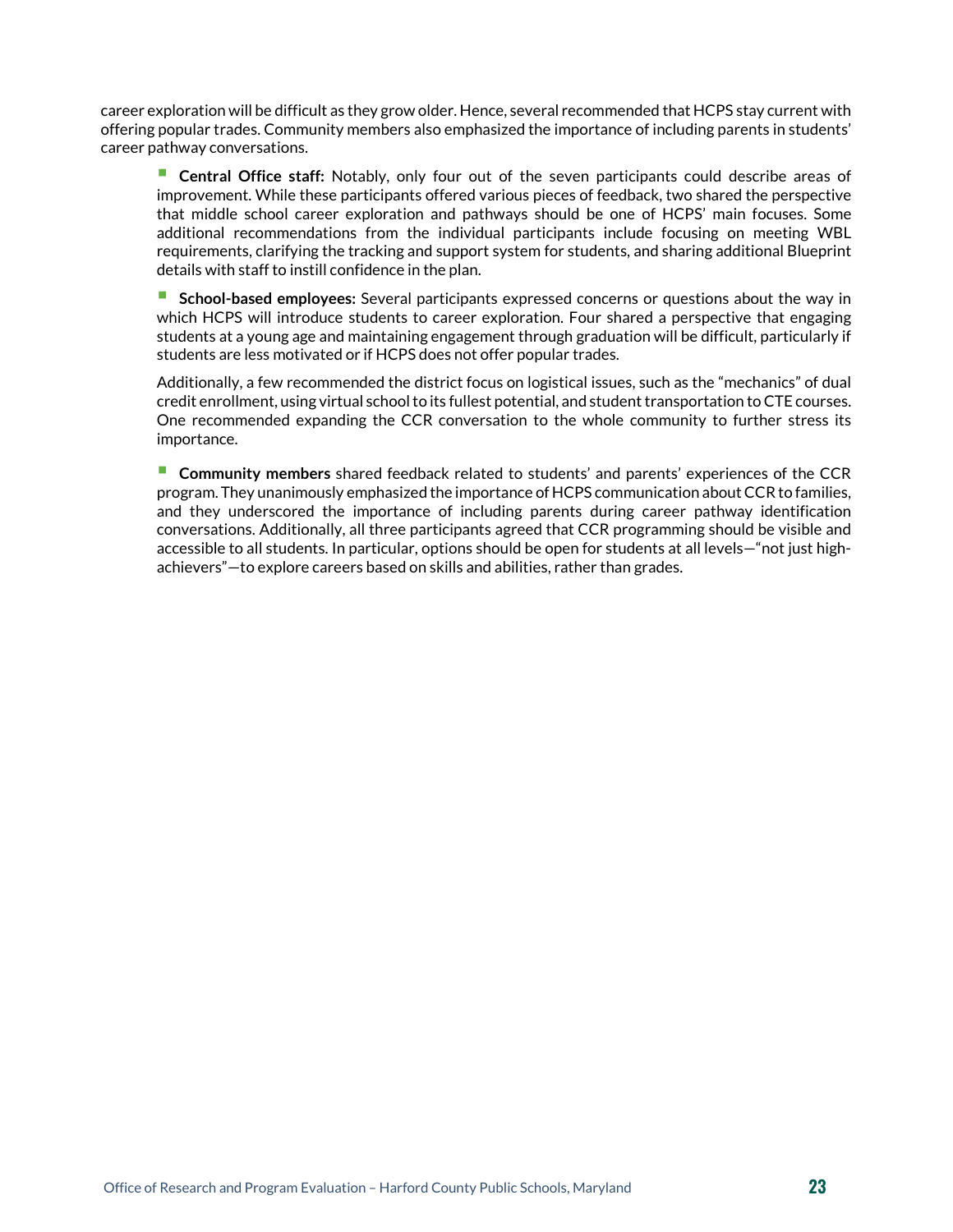career exploration will be difficult as they grow older. Hence, several recommended that HCPS stay current with offering popular trades. Community members also emphasized the importance of including parents in students' career pathway conversations.

- **Central Office staff:** Notably, only four out of the seven participants could describe areas of improvement. While these participants offered various pieces of feedback, two shared the perspective that middle school career exploration and pathways should be one of HCPS' main focuses. Some additional recommendations from the individual participants include focusing on meeting WBL requirements, clarifying the tracking and support system for students, and sharing additional Blueprint details with staff to instill confidence in the plan.

- **School-based employees:** Several participants expressed concerns or questions about the way in which HCPS will introduce students to career exploration. Four shared a perspective that engaging students at a young age and maintaining engagement through graduation will be difficult, particularly if students are less motivated or if HCPS does not offer popular trades.

  Additionally, a few recommended the district focus on logistical issues, such as the "mechanics" of dual credit enrollment, using virtual school to its fullest potential, and student transportation to CTE courses. One recommended expanding the CCR conversation to the whole community to further stress its importance.

- **Community members** shared feedback related to students' and parents' experiences of the CCR program. They unanimously emphasized the importance of HCPS communication about CCR to families, and they underscored the importance of including parents during career pathway identification conversations. Additionally, all three participants agreed that CCR programming should be visible and accessible to all students. In particular, options should be open for students at all levels—"not just high-achievers"—to explore careers based on skills and abilities, rather than grades.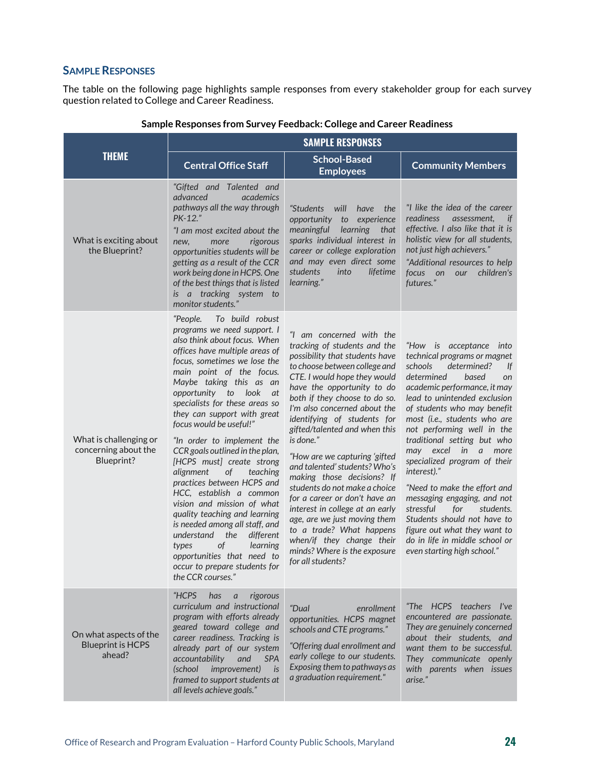### SAMPLE RESPONSES

The table on the following page highlights sample responses from every stakeholder group for each survey question related to College and Career Readiness.

**Sample Responses from Survey Feedback: College and Career Readiness**

| THEME | SAMPLE RESPONSES | | |
|---|---|---|---|
| | **Central Office Staff** | **School-Based Employees** | **Community Members** |
| What is exciting about the Blueprint? | *"Gifted and Talented and advanced academics pathways all the way through PK-12."* *"I am most excited about the new, more rigorous opportunities students will be getting as a result of the CCR work being done in HCPS. One of the best things that is listed is a tracking system to monitor students."* | *"Students will have the opportunity to experience meaningful learning that sparks individual interest in career or college exploration and may even direct some students into lifetime learning."* | *"I like the idea of the career readiness assessment, if effective. I also like that it is holistic view for all students, not just high achievers."* *"Additional resources to help focus on our children's futures."* |
| What is challenging or concerning about the Blueprint? | *"People. To build robust programs we need support. I also think about focus. When offices have multiple areas of focus, sometimes we lose the main point of the focus. Maybe taking this as an opportunity to look at specialists for these areas so they can support with great focus would be useful!"* *"In order to implement the CCR goals outlined in the plan, [HCPS must] create strong alignment of teaching practices between HCPS and HCC, establish a common vision and mission of what quality teaching and learning is needed among all staff, and understand the different types of learning opportunities that need to occur to prepare students for the CCR courses."* | *"I am concerned with the tracking of students and the possibility that students have to choose between college and CTE. I would hope they would have the opportunity to do both if they choose to do so. I'm also concerned about the identifying of students for gifted/talented and when this is done."* *"How are we capturing 'gifted and talented' students? Who's making those decisions? If students do not make a choice for a career or don't have an interest in college at an early age, are we just moving them to a trade? What happens when/if they change their minds? Where is the exposure for all students?* | *"How is acceptance into technical programs or magnet schools determined? If determined based on academic performance, it may lead to unintended exclusion of students who may benefit most (i.e., students who are not performing well in the traditional setting but who may excel in a more specialized program of their interest)."* *"Need to make the effort and messaging engaging, and not stressful for students. Students should not have to figure out what they want to do in life in middle school or even starting high school."* |
| On what aspects of the Blueprint is HCPS ahead? | *"HCPS has a rigorous curriculum and instructional program with efforts already geared toward college and career readiness. Tracking is already part of our system accountability and SPA (school improvement) is framed to support students at all levels achieve goals."* | *"Dual enrollment opportunities. HCPS magnet schools and CTE programs."* *"Offering dual enrollment and early college to our students. Exposing them to pathways as a graduation requirement."* | *"The HCPS teachers I've encountered are passionate. They are genuinely concerned about their students, and want them to be successful. They communicate openly with parents when issues arise."* |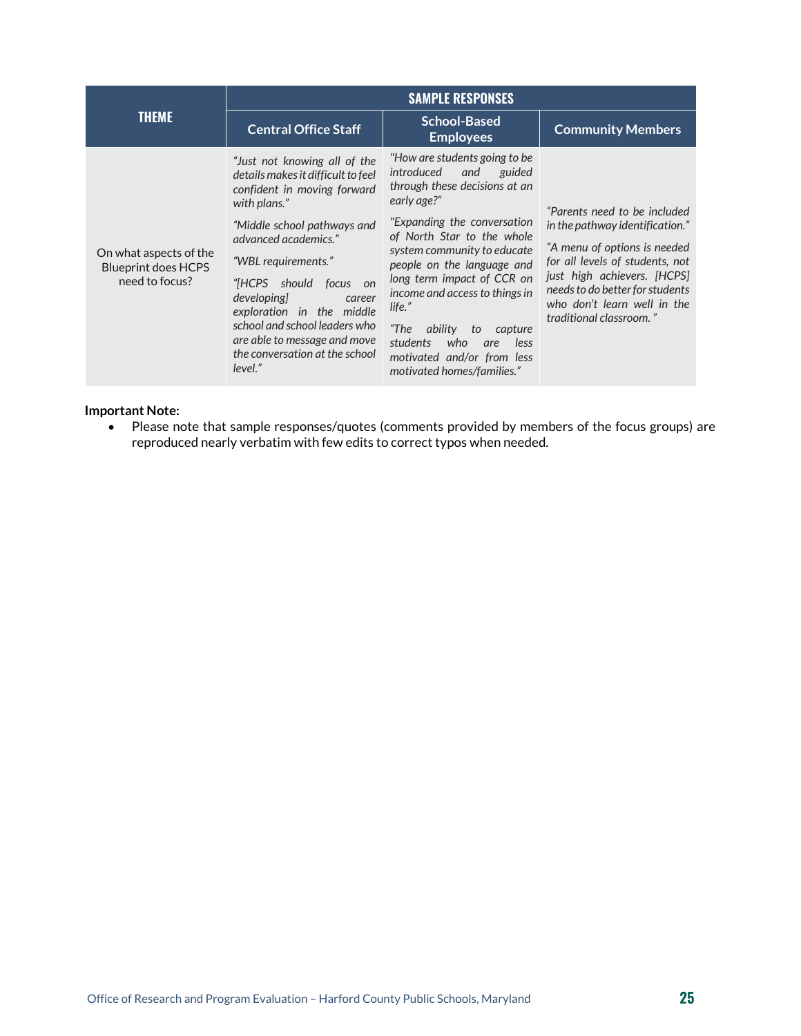| THEME | SAMPLE RESPONSES | | |
|---|---|---|---|
| | **Central Office Staff** | **School-Based Employees** | **Community Members** |
| On what aspects of the Blueprint does HCPS need to focus? | *"Just not knowing all of the details makes it difficult to feel confident in moving forward with plans."* <br><br> *"Middle school pathways and advanced academics."* <br><br> *"WBL requirements."* <br><br> *"[HCPS should focus on developing] career exploration in the middle school and school leaders who are able to message and move the conversation at the school level."* | *"How are students going to be introduced and guided through these decisions at an early age?"* <br><br> *"Expanding the conversation of North Star to the whole system community to educate people on the language and long term impact of CCR on income and access to things in life."* <br><br> *"The ability to capture students who are less motivated and/or from less motivated homes/families."* | *"Parents need to be included in the pathway identification."* <br><br> *"A menu of options is needed for all levels of students, not just high achievers. [HCPS] needs to do better for students who don't learn well in the traditional classroom."* |

**Important Note:**

- Please note that sample responses/quotes (comments provided by members of the focus groups) are reproduced nearly verbatim with few edits to correct typos when needed.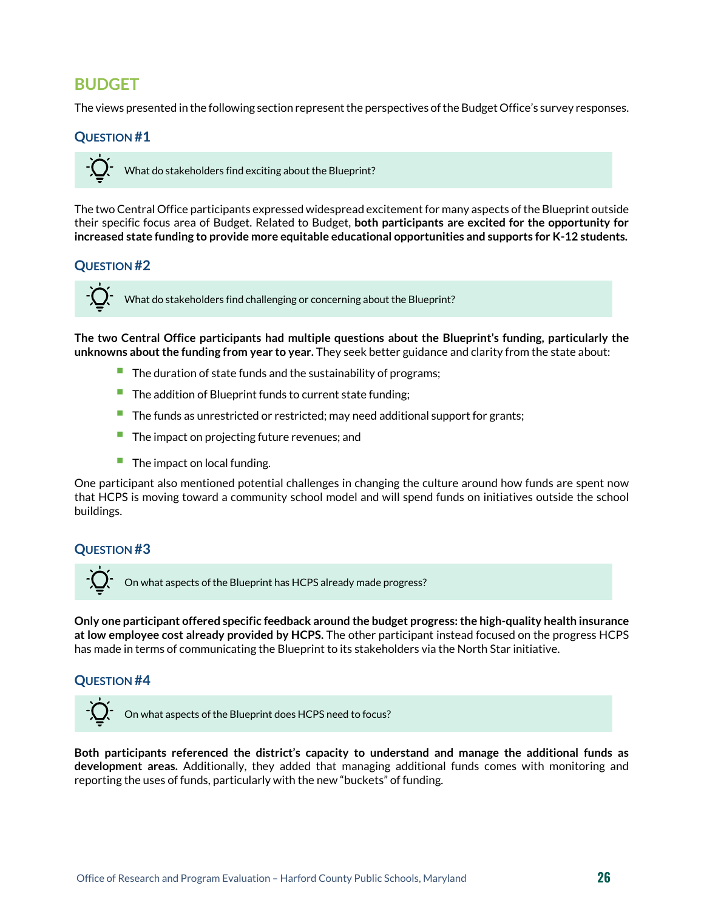## BUDGET

The views presented in the following section represent the perspectives of the Budget Office's survey responses.

### QUESTION #1

What do stakeholders find exciting about the Blueprint?

The two Central Office participants expressed widespread excitement for many aspects of the Blueprint outside their specific focus area of Budget. Related to Budget, **both participants are excited for the opportunity for increased state funding to provide more equitable educational opportunities and supports for K-12 students.**

### QUESTION #2

What do stakeholders find challenging or concerning about the Blueprint?

**The two Central Office participants had multiple questions about the Blueprint's funding, particularly the unknowns about the funding from year to year.** They seek better guidance and clarity from the state about:

- The duration of state funds and the sustainability of programs;
- The addition of Blueprint funds to current state funding;
- The funds as unrestricted or restricted; may need additional support for grants;
- The impact on projecting future revenues; and
- The impact on local funding.

One participant also mentioned potential challenges in changing the culture around how funds are spent now that HCPS is moving toward a community school model and will spend funds on initiatives outside the school buildings.

### QUESTION #3

On what aspects of the Blueprint has HCPS already made progress?

**Only one participant offered specific feedback around the budget progress: the high-quality health insurance at low employee cost already provided by HCPS.** The other participant instead focused on the progress HCPS has made in terms of communicating the Blueprint to its stakeholders via the North Star initiative.

### QUESTION #4

On what aspects of the Blueprint does HCPS need to focus?

**Both participants referenced the district's capacity to understand and manage the additional funds as development areas.** Additionally, they added that managing additional funds comes with monitoring and reporting the uses of funds, particularly with the new "buckets" of funding.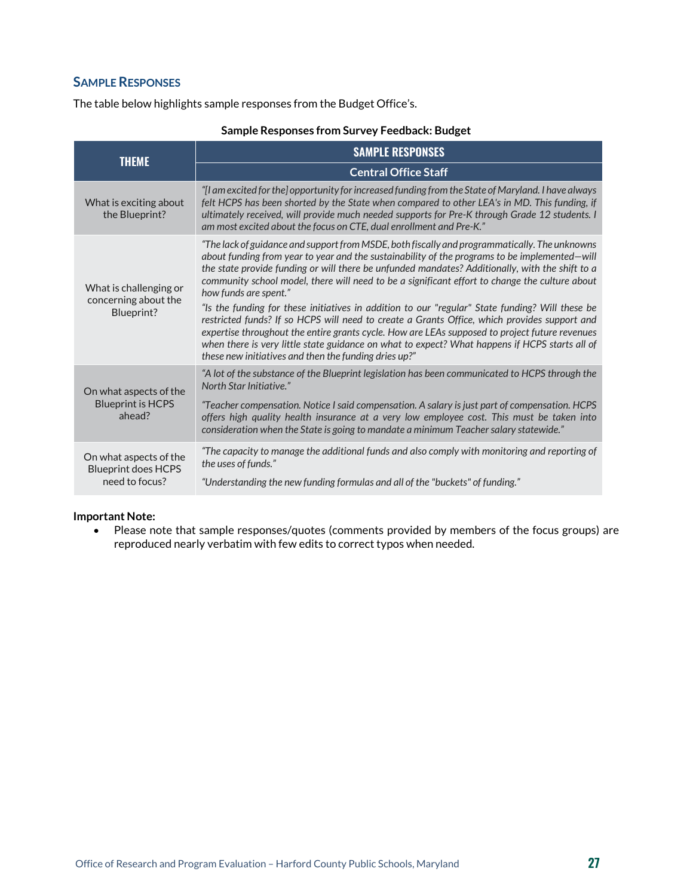### SAMPLE RESPONSES

The table below highlights sample responses from the Budget Office's.

**Sample Responses from Survey Feedback: Budget**

| THEME | SAMPLE RESPONSES |
|---|---|
| | **Central Office Staff** |
| What is exciting about the Blueprint? | *"[I am excited for the] opportunity for increased funding from the State of Maryland. I have always felt HCPS has been shorted by the State when compared to other LEA's in MD. This funding, if ultimately received, will provide much needed supports for Pre-K through Grade 12 students. I am most excited about the focus on CTE, dual enrollment and Pre-K."* |
| What is challenging or concerning about the Blueprint? | *"The lack of guidance and support from MSDE, both fiscally and programmatically. The unknowns about funding from year to year and the sustainability of the programs to be implemented—will the state provide funding or will there be unfunded mandates? Additionally, with the shift to a community school model, there will need to be a significant effort to change the culture about how funds are spent."* <br> *"Is the funding for these initiatives in addition to our "regular" State funding? Will these be restricted funds? If so HCPS will need to create a Grants Office, which provides support and expertise throughout the entire grants cycle. How are LEAs supposed to project future revenues when there is very little state guidance on what to expect? What happens if HCPS starts all of these new initiatives and then the funding dries up?"* |
| On what aspects of the Blueprint is HCPS ahead? | *"A lot of the substance of the Blueprint legislation has been communicated to HCPS through the North Star Initiative."* <br> *"Teacher compensation. Notice I said compensation. A salary is just part of compensation. HCPS offers high quality health insurance at a very low employee cost. This must be taken into consideration when the State is going to mandate a minimum Teacher salary statewide."* |
| On what aspects of the Blueprint does HCPS need to focus? | *"The capacity to manage the additional funds and also comply with monitoring and reporting of the uses of funds."* <br> *"Understanding the new funding formulas and all of the "buckets" of funding."* |

**Important Note:**

- Please note that sample responses/quotes (comments provided by members of the focus groups) are reproduced nearly verbatim with few edits to correct typos when needed.